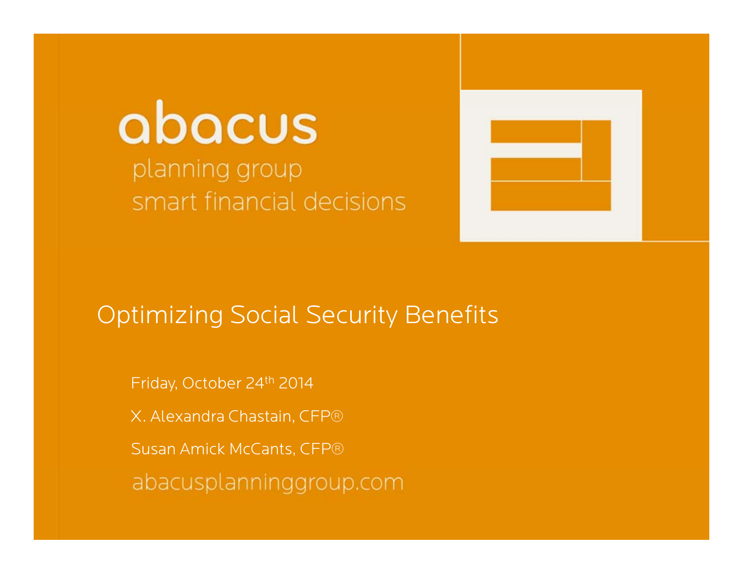abacus

planning group

smart financial decisions

# Optimizing Social Security Benefits

Friday, October 24th 2014

X. Alexandra Chastain, CFP®

Susan Amick McCants, CFP®

abacusplanninggroup.com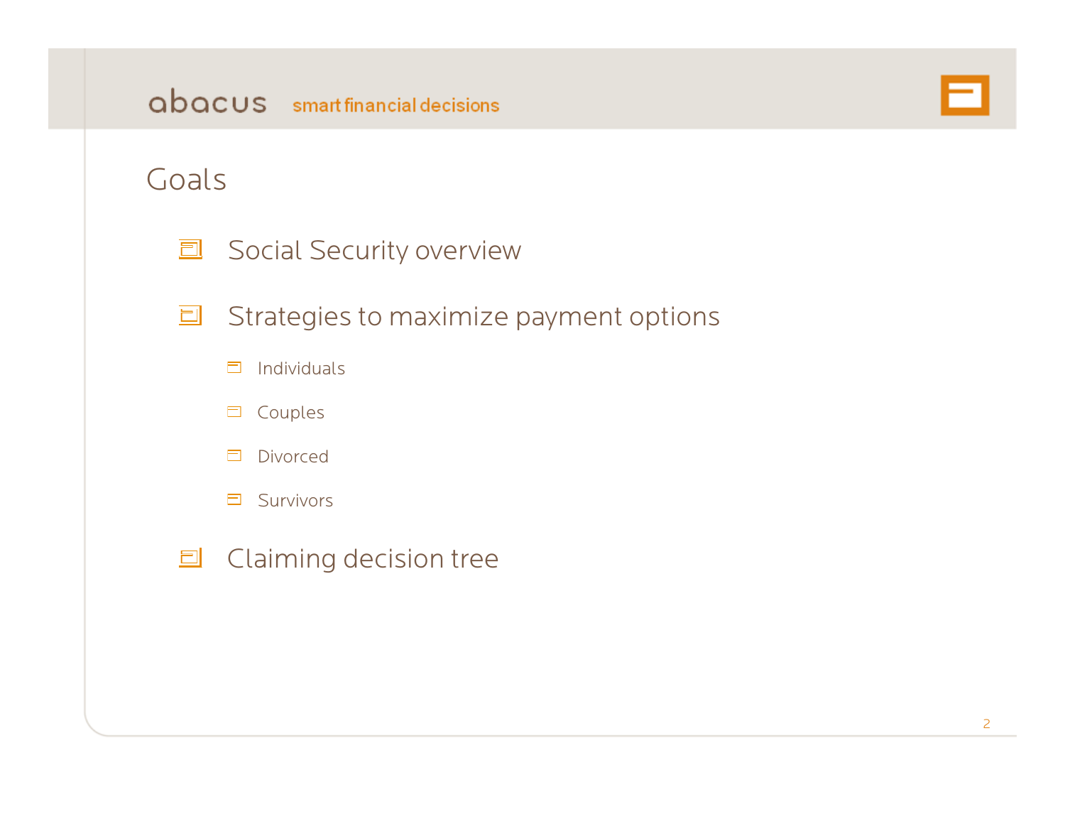# Goals

- Social Security overview
- Strategies to maximize payment options
  - Individuals
  - Couples
  - Divorced
  - Survivors
- Claiming decision tree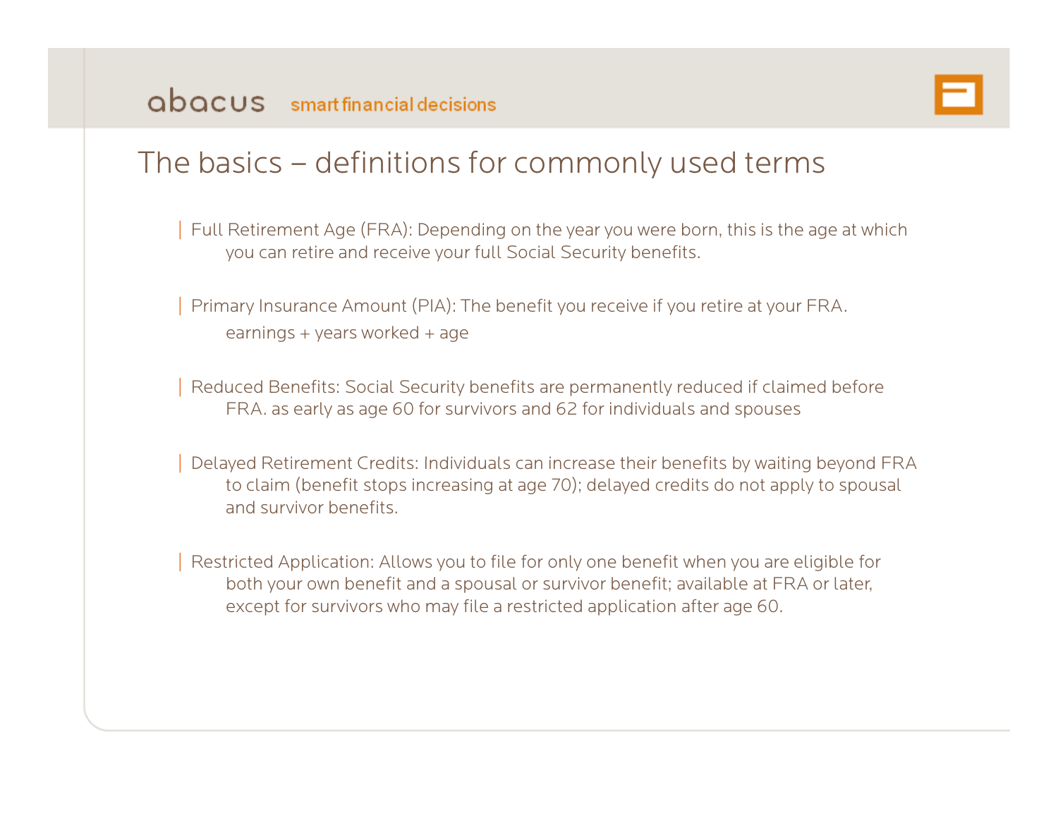## The basics – definitions for commonly used terms

- Full Retirement Age (FRA): Depending on the year you were born, this is the age at which you can retire and receive your full Social Security benefits.

- Primary Insurance Amount (PIA): The benefit you receive if you retire at your FRA.
  earnings + years worked + age

- Reduced Benefits: Social Security benefits are permanently reduced if claimed before FRA. as early as age 60 for survivors and 62 for individuals and spouses

- Delayed Retirement Credits: Individuals can increase their benefits by waiting beyond FRA to claim (benefit stops increasing at age 70); delayed credits do not apply to spousal and survivor benefits.

- Restricted Application: Allows you to file for only one benefit when you are eligible for both your own benefit and a spousal or survivor benefit; available at FRA or later, except for survivors who may file a restricted application after age 60.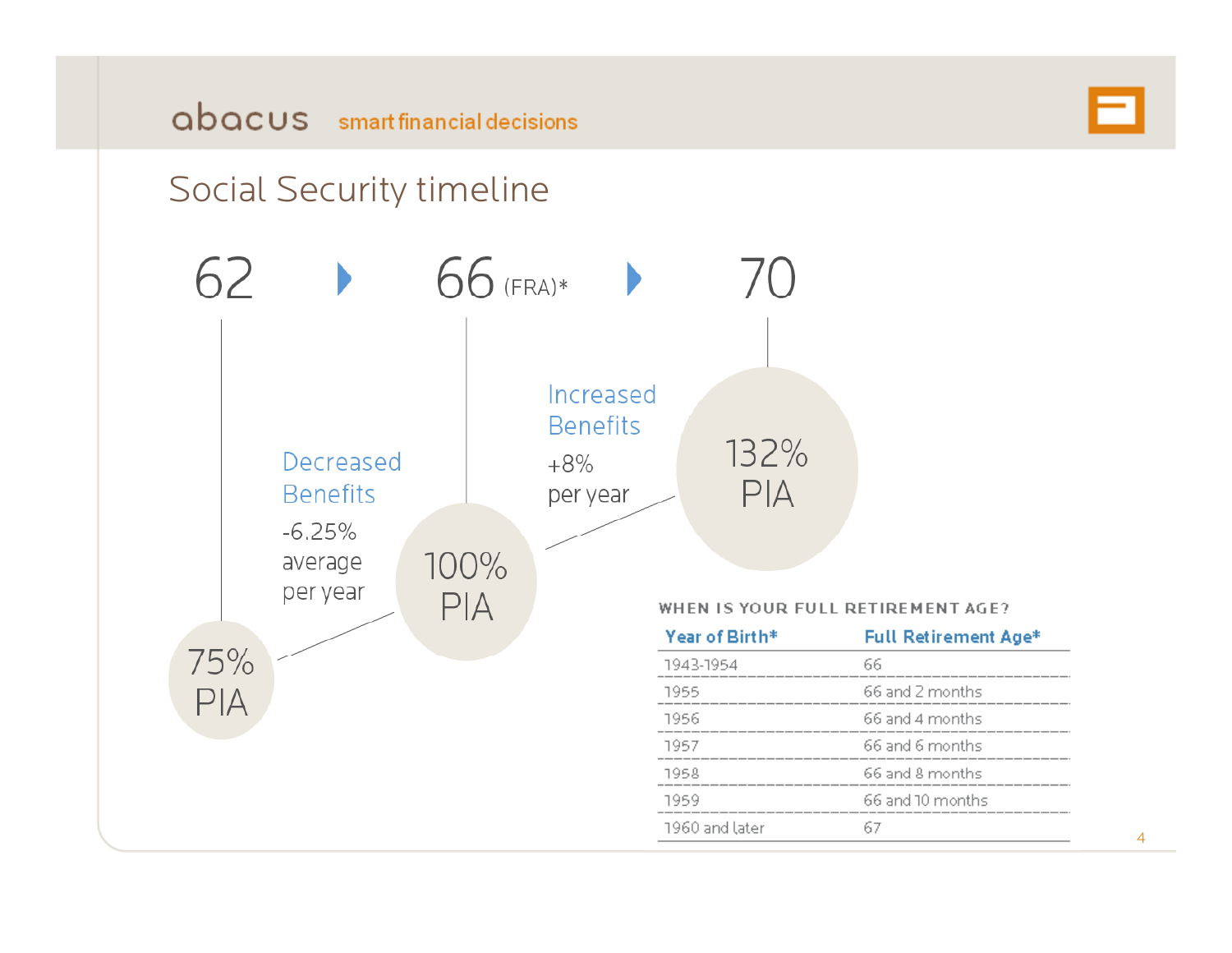# Social Security timeline

62 ▶ 66 (FRA)* ▶ 70

- **62:** 75% PIA
- **Decreased Benefits:** -6.25% average per year
- **66 (FRA)*:** 100% PIA
- **Increased Benefits:** +8% per year
- **70:** 132% PIA

**WHEN IS YOUR FULL RETIREMENT AGE?**

| Year of Birth* | Full Retirement Age* |
| --- | --- |
| 1943-1954 | 66 |
| 1955 | 66 and 2 months |
| 1956 | 66 and 4 months |
| 1957 | 66 and 6 months |
| 1958 | 66 and 8 months |
| 1959 | 66 and 10 months |
| 1960 and later | 67 |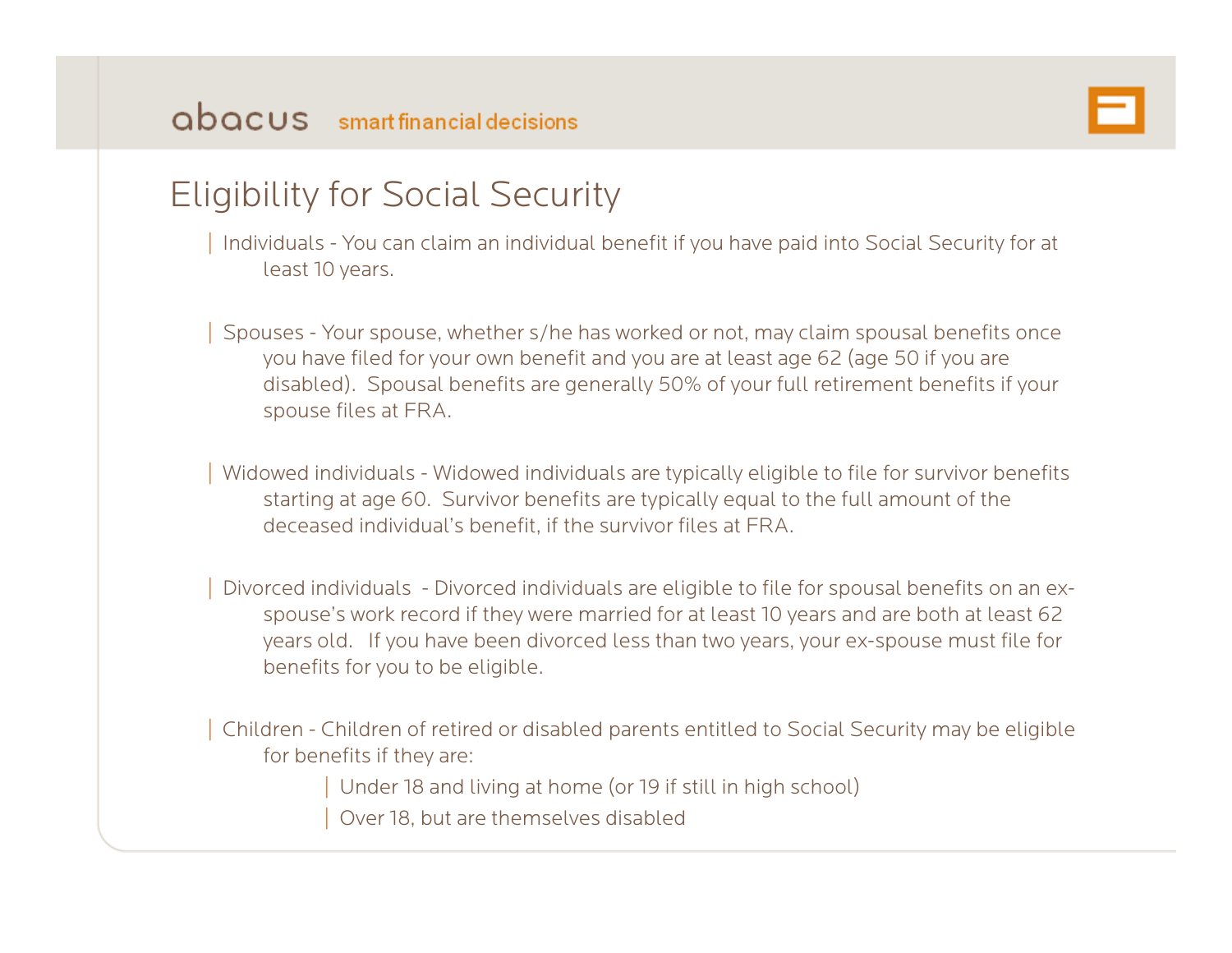# Eligibility for Social Security

- Individuals - You can claim an individual benefit if you have paid into Social Security for at least 10 years.

- Spouses - Your spouse, whether s/he has worked or not, may claim spousal benefits once you have filed for your own benefit and you are at least age 62 (age 50 if you are disabled). Spousal benefits are generally 50% of your full retirement benefits if your spouse files at FRA.

- Widowed individuals - Widowed individuals are typically eligible to file for survivor benefits starting at age 60. Survivor benefits are typically equal to the full amount of the deceased individual's benefit, if the survivor files at FRA.

- Divorced individuals - Divorced individuals are eligible to file for spousal benefits on an ex-spouse's work record if they were married for at least 10 years and are both at least 62 years old. If you have been divorced less than two years, your ex-spouse must file for benefits for you to be eligible.

- Children - Children of retired or disabled parents entitled to Social Security may be eligible for benefits if they are:
  - Under 18 and living at home (or 19 if still in high school)
  - Over 18, but are themselves disabled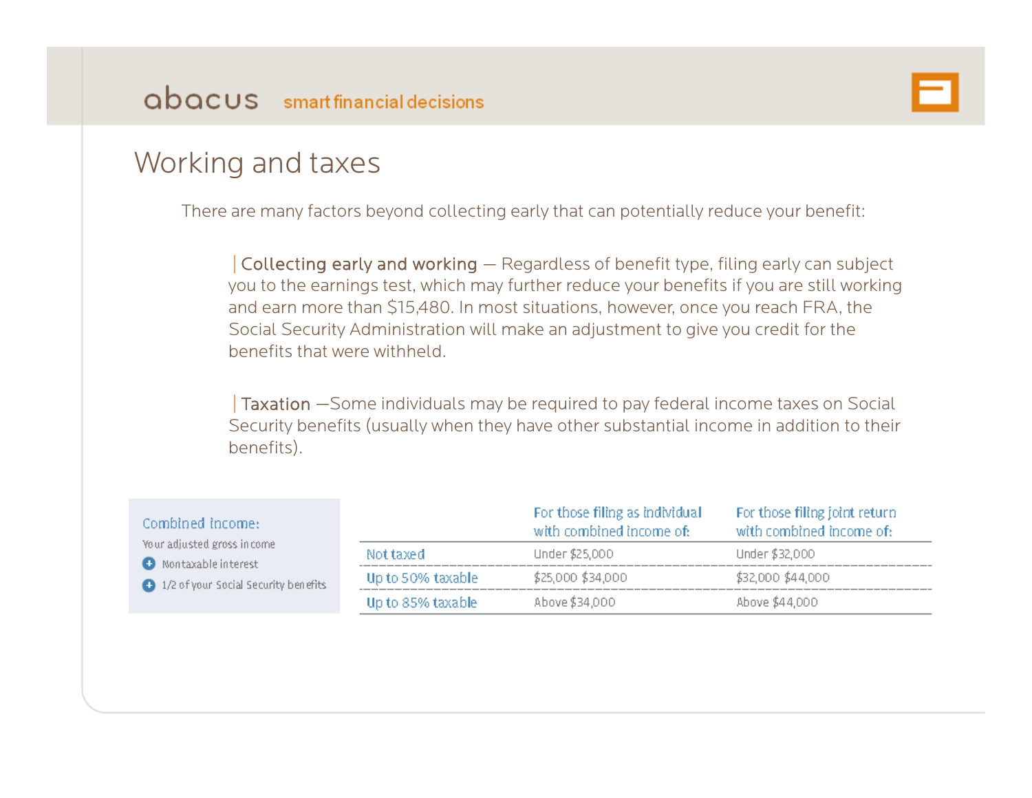# Working and taxes

There are many factors beyond collecting early that can potentially reduce your benefit:

**Collecting early and working** — Regardless of benefit type, filing early can subject you to the earnings test, which may further reduce your benefits if you are still working and earn more than $15,480. In most situations, however, once you reach FRA, the Social Security Administration will make an adjustment to give you credit for the benefits that were withheld.

**Taxation** —Some individuals may be required to pay federal income taxes on Social Security benefits (usually when they have other substantial income in addition to their benefits).

**Combined income:**

Your adjusted gross income

+ Nontaxable interest

+ 1/2 of your Social Security benefits

| | For those filing as individual with combined income of: | For those filing joint return with combined income of: |
|---|---|---|
| Not taxed | Under $25,000 | Under $32,000 |
| Up to 50% taxable | $25,000 $34,000 | $32,000 $44,000 |
| Up to 85% taxable | Above $34,000 | Above $44,000 |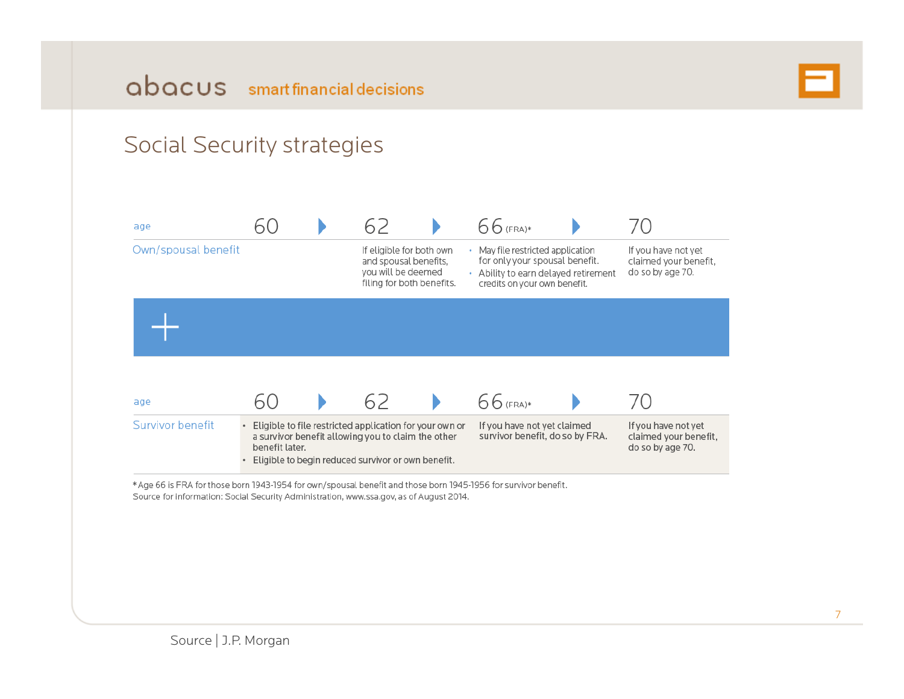# Social Security strategies

| age | 60 | 62 | 66 (FRA)* | 70 |
|---|---|---|---|---|
| Own/spousal benefit | | If eligible for both own and spousal benefits, you will be deemed filing for both benefits. | • May file restricted application for only your spousal benefit.<br>• Ability to earn delayed retirement credits on your own benefit. | If you have not yet claimed your benefit, do so by age 70. |

+

| age | 60 | 62 | 66 (FRA)* | 70 |
|---|---|---|---|---|
| Survivor benefit | • Eligible to file restricted application for your own or a survivor benefit allowing you to claim the other benefit later.<br>• Eligible to begin reduced survivor or own benefit. | | If you have not yet claimed survivor benefit, do so by FRA. | If you have not yet claimed your benefit, do so by age 70. |

*Age 66 is FRA for those born 1943-1954 for own/spousal benefit and those born 1945-1956 for survivor benefit.
Source for information: Social Security Administration, www.ssa.gov, as of August 2014.

Source | J.P. Morgan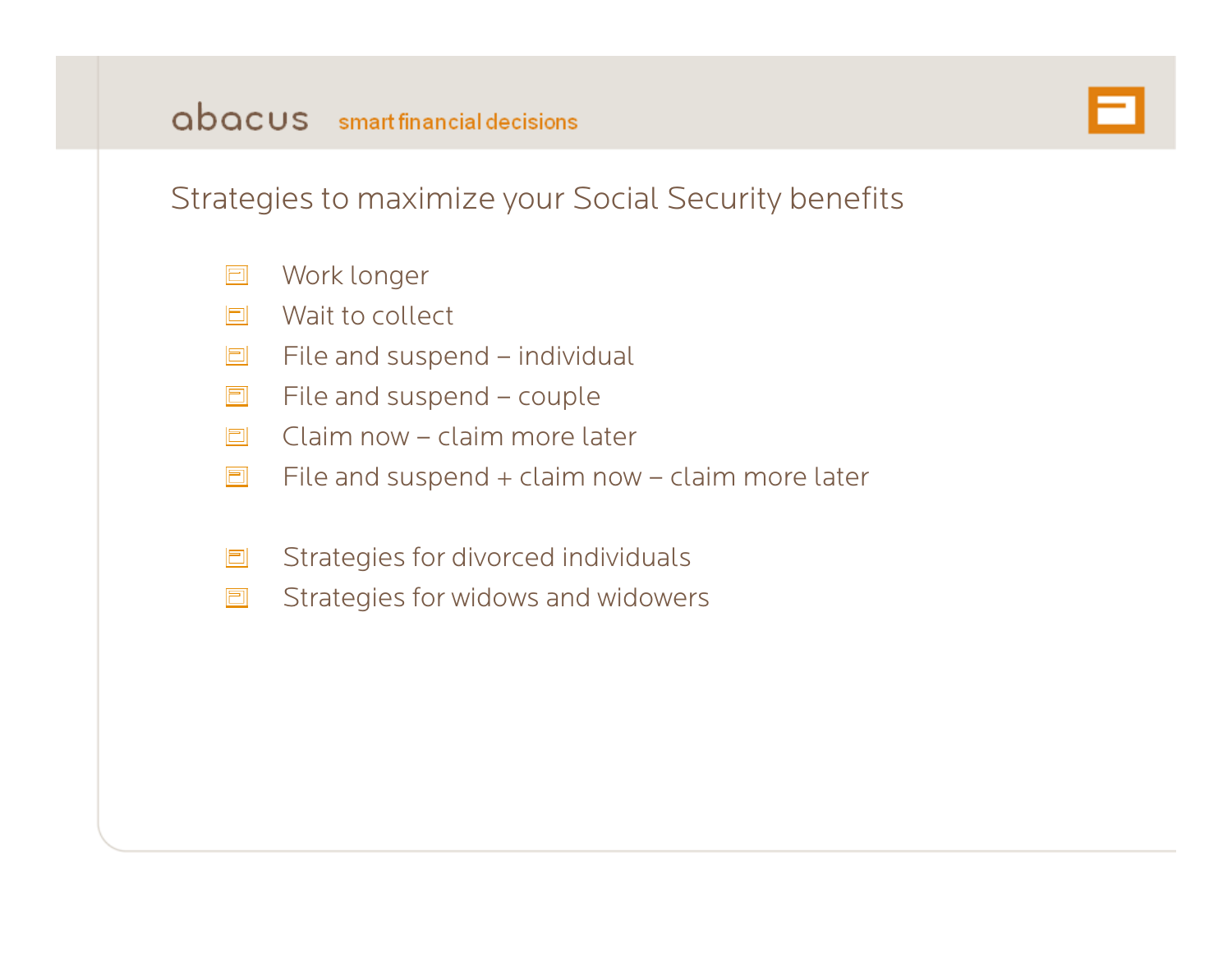## Strategies to maximize your Social Security benefits

- Work longer
- Wait to collect
- File and suspend – individual
- File and suspend – couple
- Claim now – claim more later
- File and suspend + claim now – claim more later

- Strategies for divorced individuals
- Strategies for widows and widowers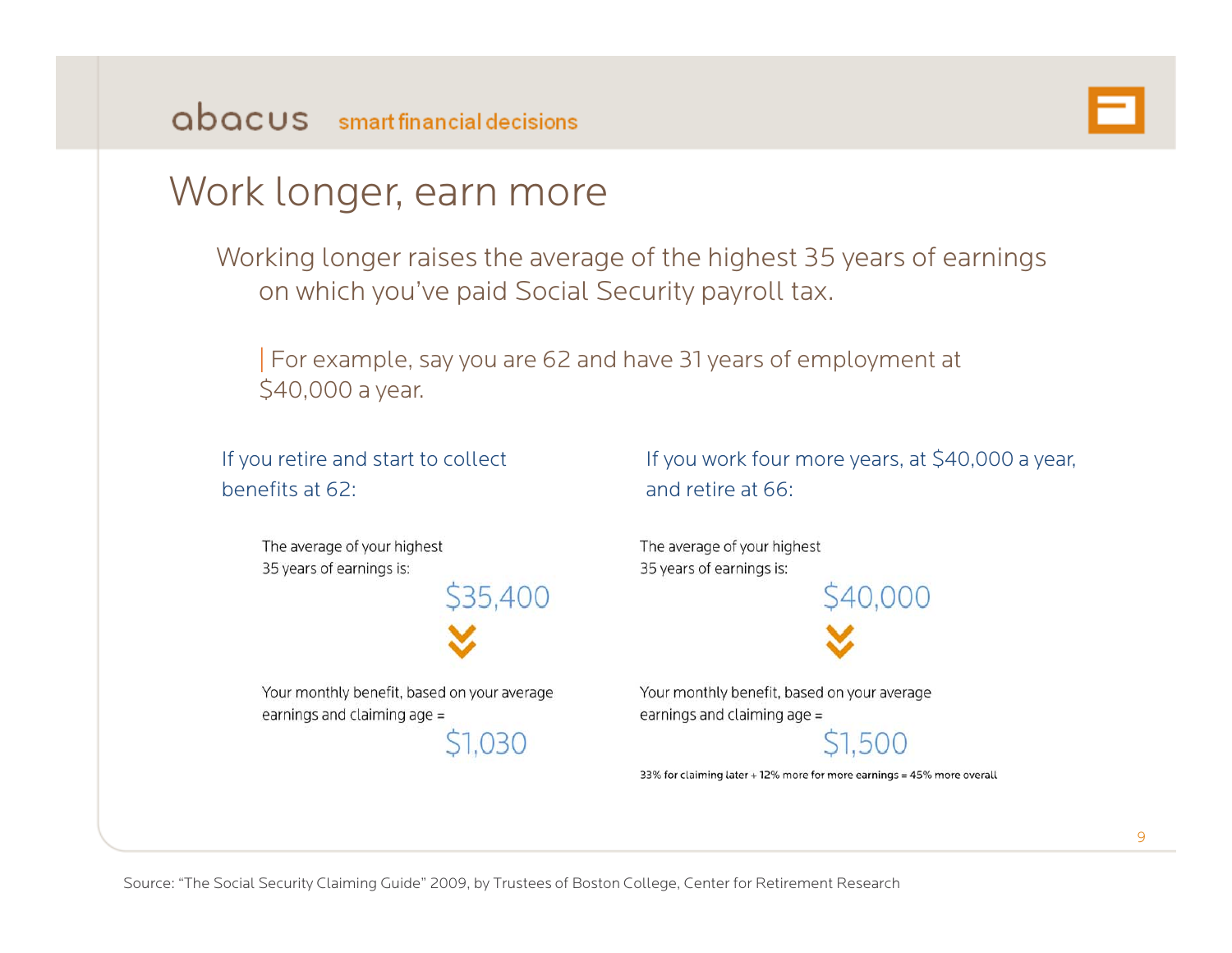# Work longer, earn more

Working longer raises the average of the highest 35 years of earnings on which you've paid Social Security payroll tax.

For example, say you are 62 and have 31 years of employment at $40,000 a year.

**If you retire and start to collect benefits at 62:**

The average of your highest 35 years of earnings is:

$35,400

Your monthly benefit, based on your average earnings and claiming age =

$1,030

**If you work four more years, at $40,000 a year, and retire at 66:**

The average of your highest 35 years of earnings is:

$40,000

Your monthly benefit, based on your average earnings and claiming age =

$1,500

33% for claiming later + 12% more for more earnings = 45% more overall

Source: "The Social Security Claiming Guide" 2009, by Trustees of Boston College, Center for Retirement Research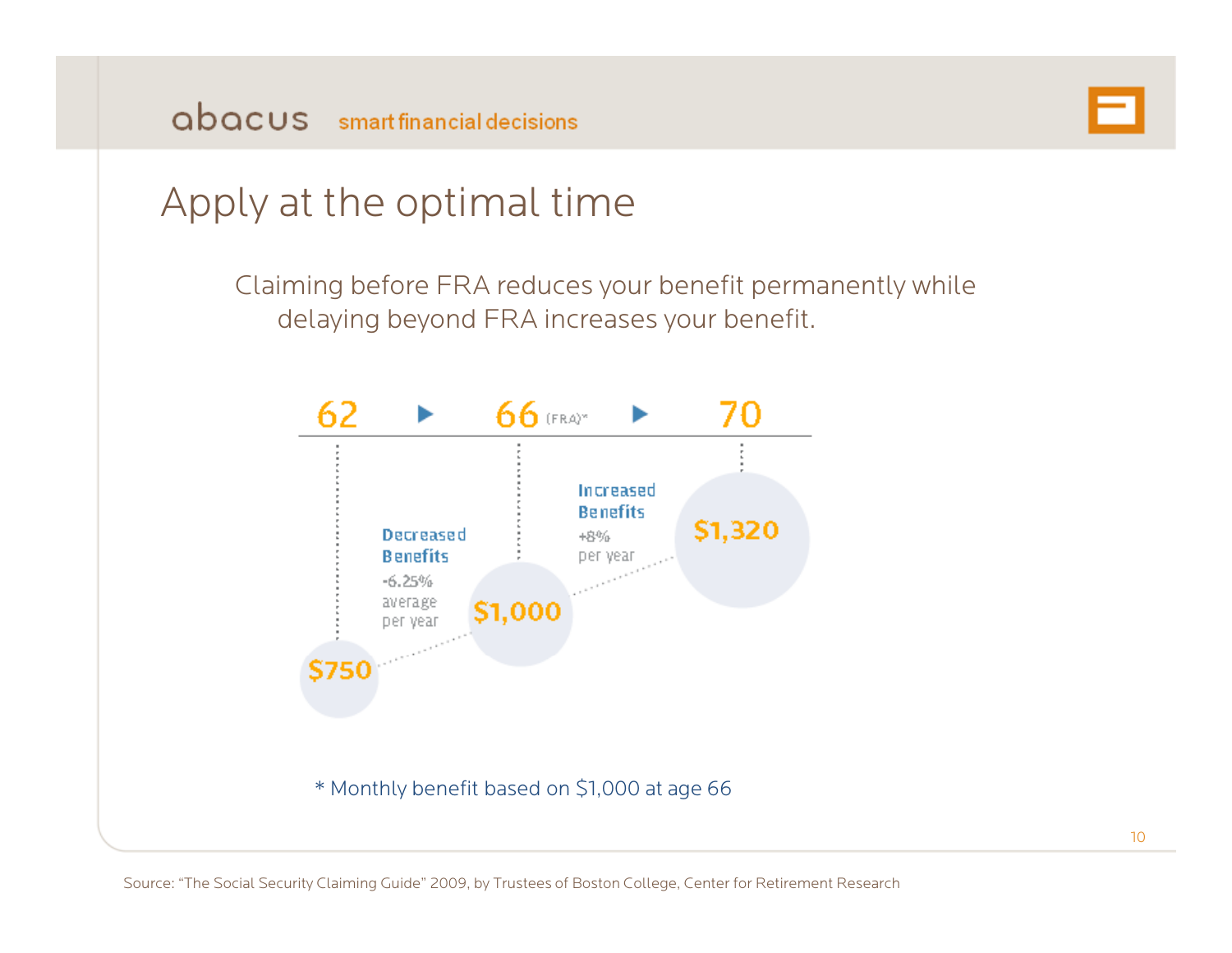# Apply at the optimal time

Claiming before FRA reduces your benefit permanently while delaying beyond FRA increases your benefit.

62 ▶ 66 (FRA)* ▶ 70

**Decreased Benefits**
-6.25% average per year

**Increased Benefits**
+8% per year

$750 — $1,000 — $1,320

\* Monthly benefit based on $1,000 at age 66

Source: "The Social Security Claiming Guide" 2009, by Trustees of Boston College, Center for Retirement Research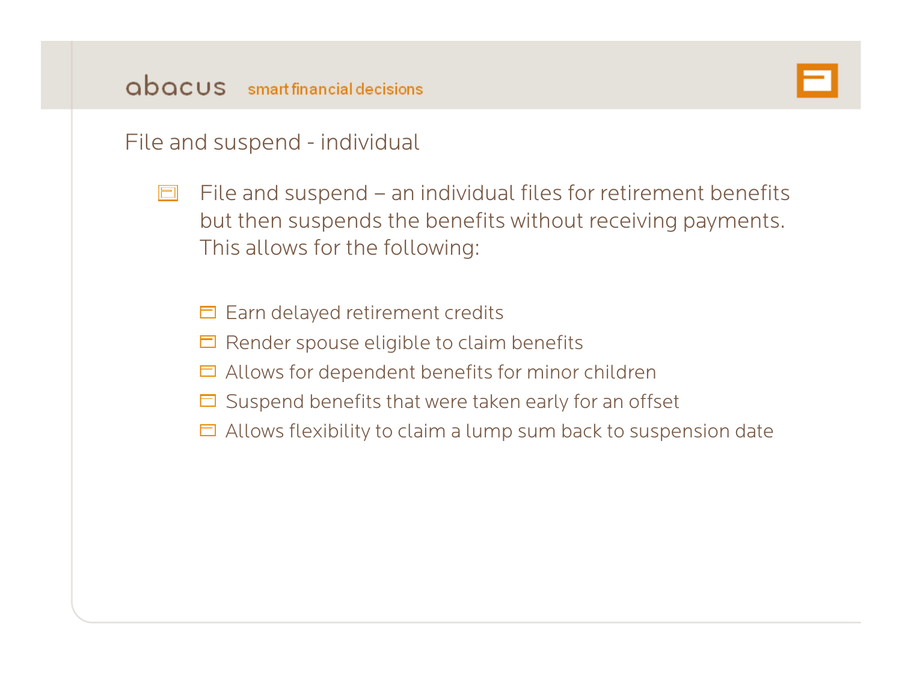## File and suspend - individual

- File and suspend – an individual files for retirement benefits but then suspends the benefits without receiving payments. This allows for the following:
  - Earn delayed retirement credits
  - Render spouse eligible to claim benefits
  - Allows for dependent benefits for minor children
  - Suspend benefits that were taken early for an offset
  - Allows flexibility to claim a lump sum back to suspension date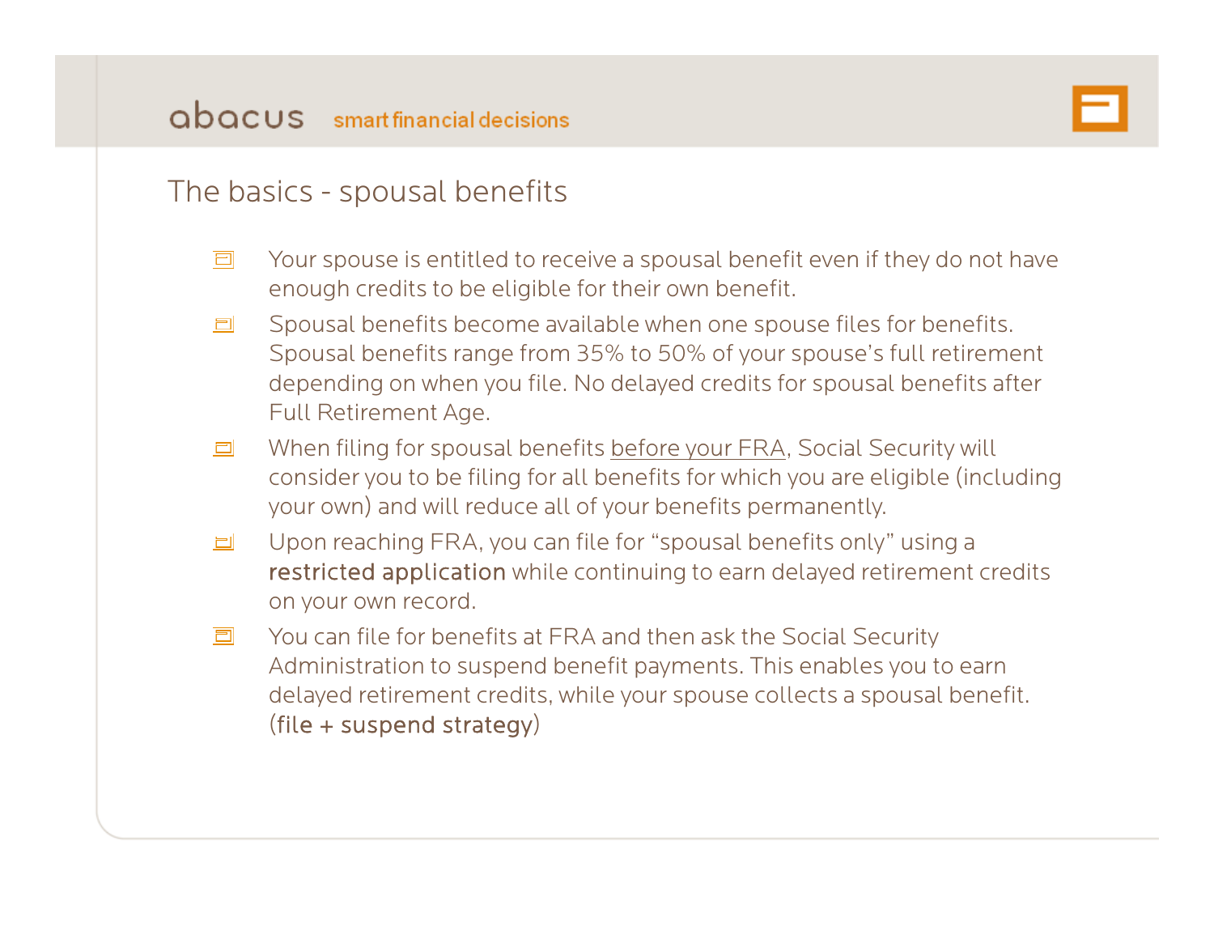## The basics - spousal benefits

- Your spouse is entitled to receive a spousal benefit even if they do not have enough credits to be eligible for their own benefit.
- Spousal benefits become available when one spouse files for benefits. Spousal benefits range from 35% to 50% of your spouse's full retirement depending on when you file. No delayed credits for spousal benefits after Full Retirement Age.
- When filing for spousal benefits <u>before your FRA</u>, Social Security will consider you to be filing for all benefits for which you are eligible (including your own) and will reduce all of your benefits permanently.
- Upon reaching FRA, you can file for "spousal benefits only" using a **restricted application** while continuing to earn delayed retirement credits on your own record.
- You can file for benefits at FRA and then ask the Social Security Administration to suspend benefit payments. This enables you to earn delayed retirement credits, while your spouse collects a spousal benefit. (**file + suspend strategy**)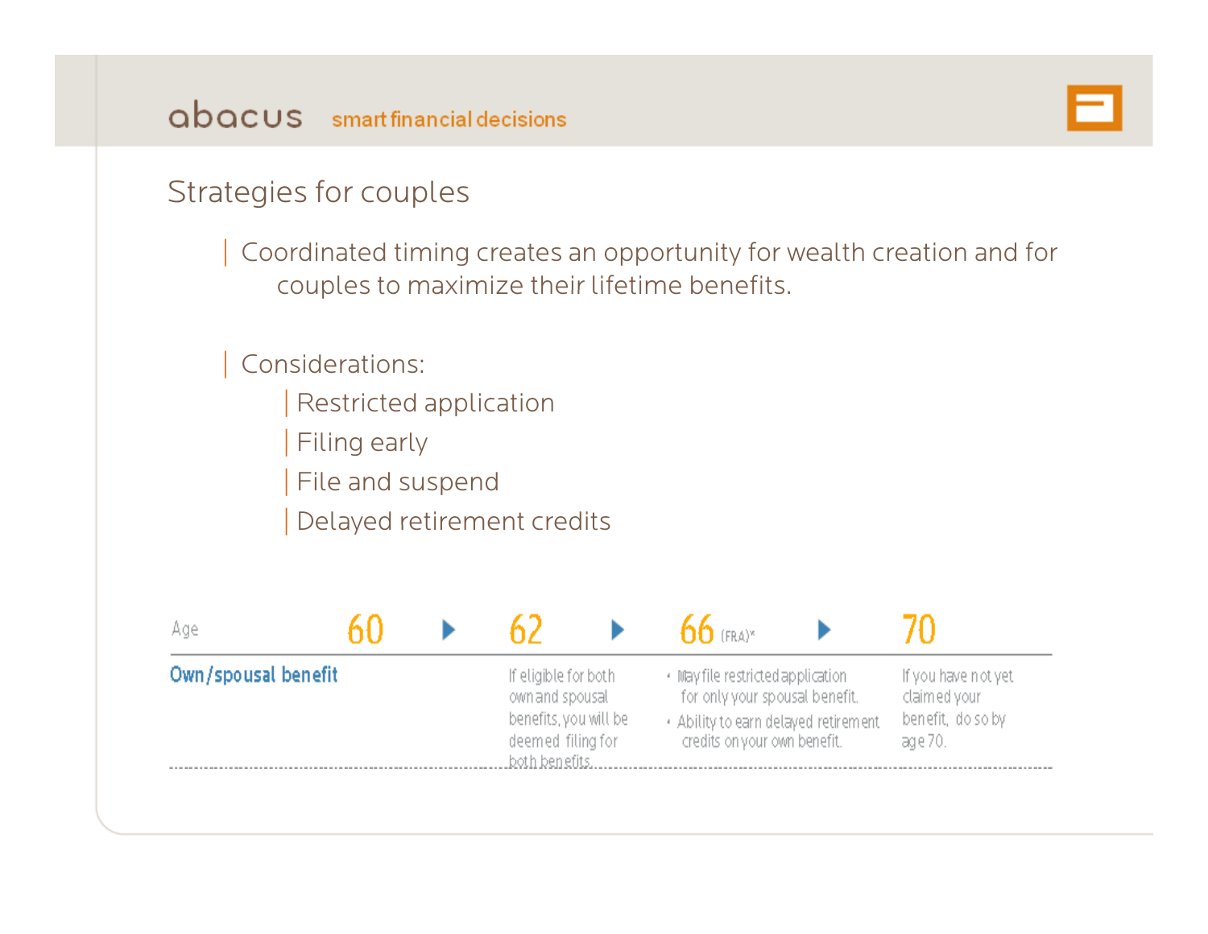## Strategies for couples

- Coordinated timing creates an opportunity for wealth creation and for couples to maximize their lifetime benefits.

- Considerations:
  - Restricted application
  - Filing early
  - File and suspend
  - Delayed retirement credits

| Age | 60 | 62 | 66 (FRA)* | 70 |
|---|---|---|---|---|
| **Own/spousal benefit** | | If eligible for both own and spousal benefits, you will be deemed filing for both benefits. | • May file restricted application for only your spousal benefit.<br>• Ability to earn delayed retirement credits on your own benefit. | If you have not yet claimed your benefit, do so by age 70. |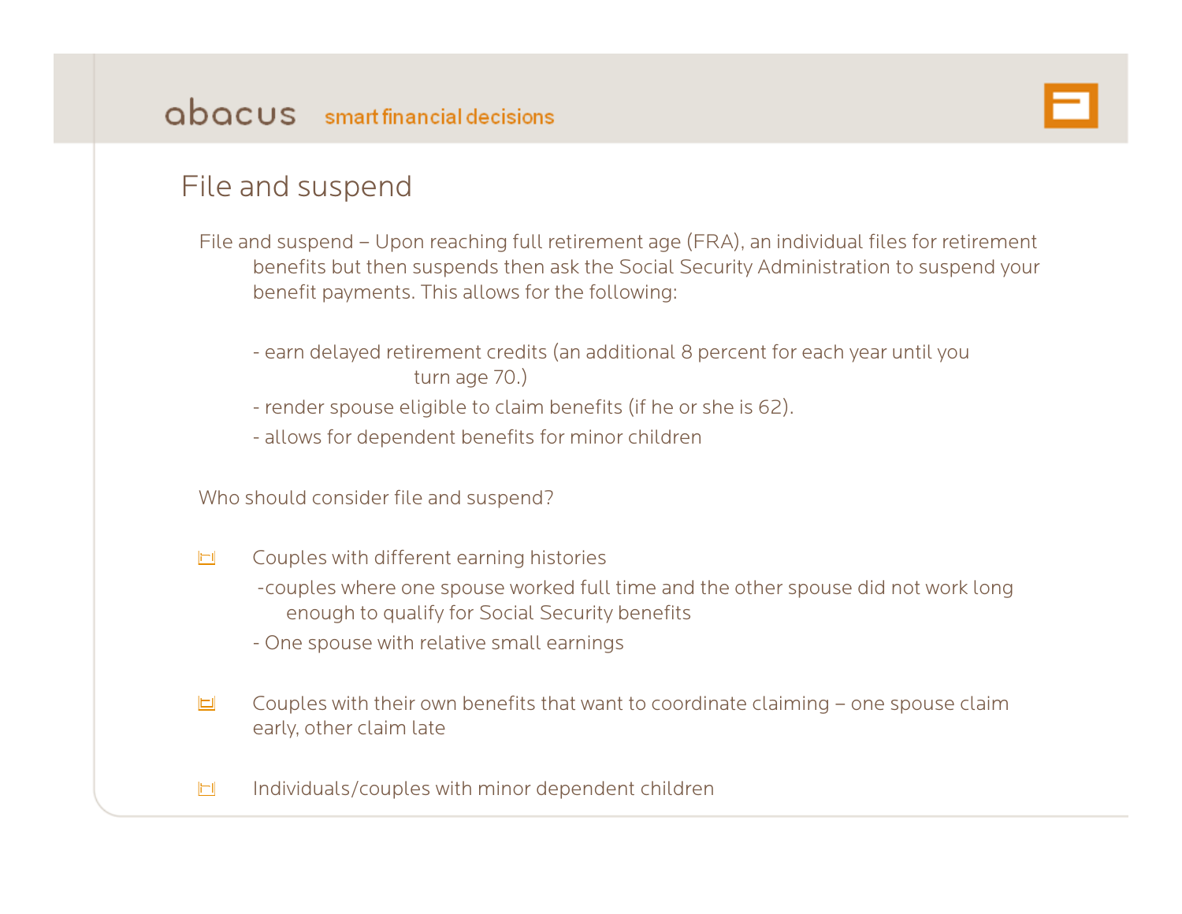## File and suspend

File and suspend – Upon reaching full retirement age (FRA), an individual files for retirement benefits but then suspends then ask the Social Security Administration to suspend your benefit payments. This allows for the following:

- earn delayed retirement credits (an additional 8 percent for each year until you turn age 70.)
- render spouse eligible to claim benefits (if he or she is 62).
- allows for dependent benefits for minor children

Who should consider file and suspend?

- Couples with different earning histories
  - couples where one spouse worked full time and the other spouse did not work long enough to qualify for Social Security benefits
  - One spouse with relative small earnings
- Couples with their own benefits that want to coordinate claiming – one spouse claim early, other claim late
- Individuals/couples with minor dependent children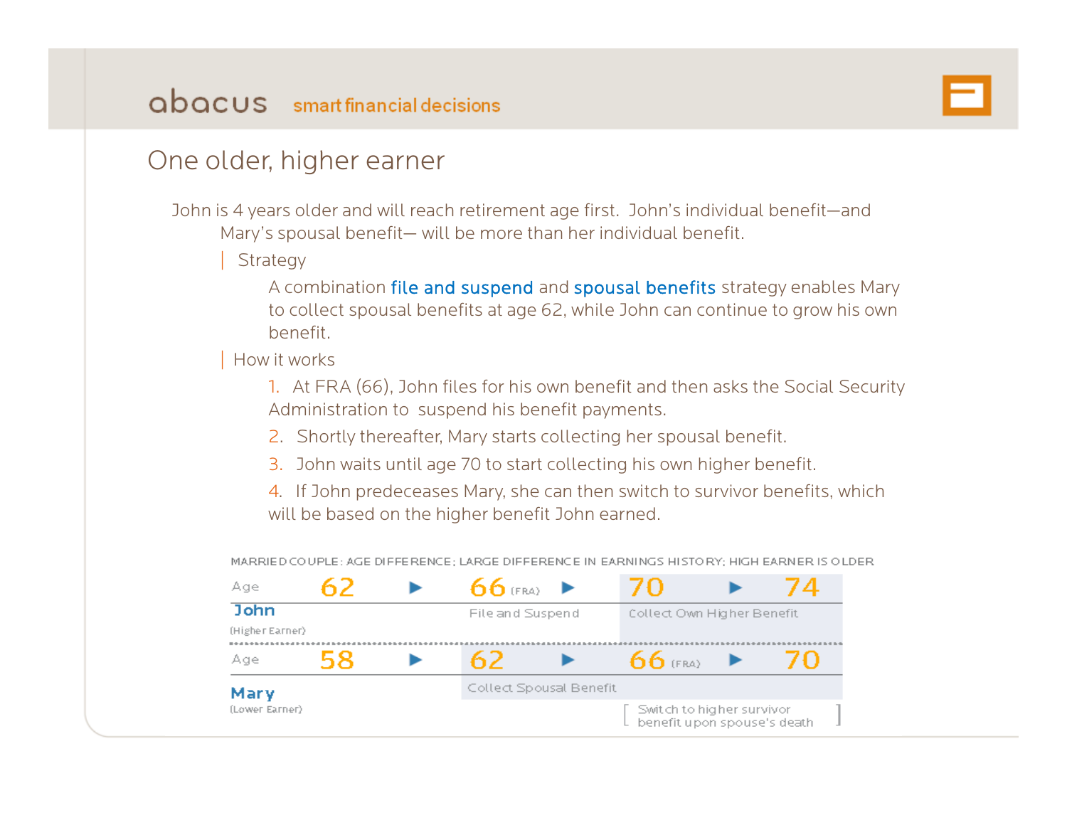# One older, higher earner

John is 4 years older and will reach retirement age first. John's individual benefit—and Mary's spousal benefit— will be more than her individual benefit.

## Strategy

A combination file and suspend and spousal benefits strategy enables Mary to collect spousal benefits at age 62, while John can continue to grow his own benefit.

## How it works

1. At FRA (66), John files for his own benefit and then asks the Social Security Administration to suspend his benefit payments.
2. Shortly thereafter, Mary starts collecting her spousal benefit.
3. John waits until age 70 to start collecting his own higher benefit.
4. If John predeceases Mary, she can then switch to survivor benefits, which will be based on the higher benefit John earned.

MARRIED COUPLE: AGE DIFFERENCE; LARGE DIFFERENCE IN EARNINGS HISTORY; HIGH EARNER IS OLDER

| | Age | | | | |
|---|---|---|---|---|---|
| **John** (Higher Earner) | 62 | ▶ 66 (FRA) | ▶ 70 | ▶ 74 | |
| | | File and Suspend | Collect Own Higher Benefit | | |
| **Mary** (Lower Earner) | 58 | ▶ 62 | ▶ 66 (FRA) | ▶ 70 | |
| | | Collect Spousal Benefit | | | |
| | | | [ Switch to higher survivor benefit upon spouse's death ] | | |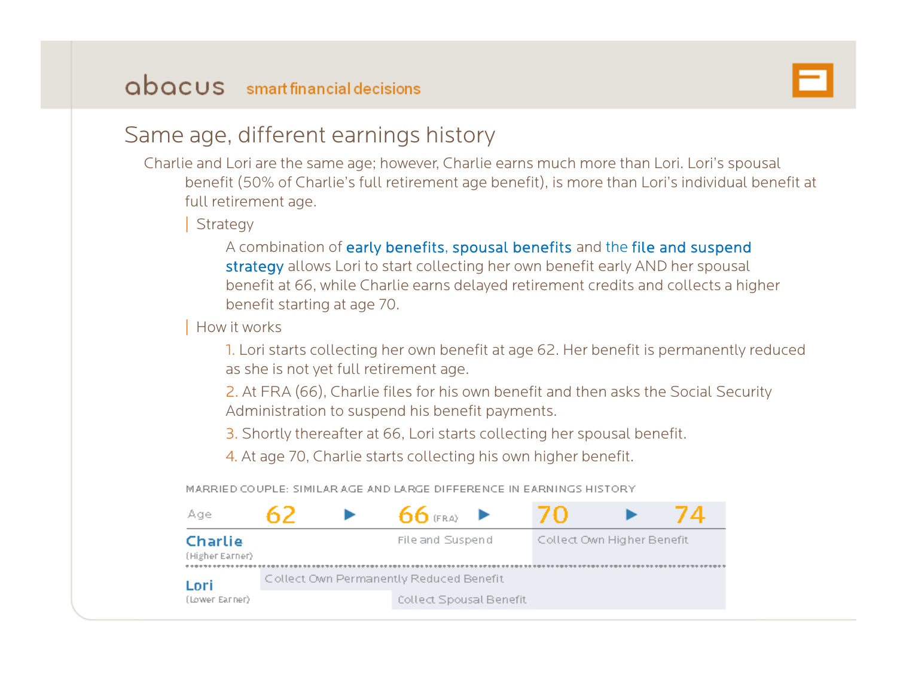# Same age, different earnings history

Charlie and Lori are the same age; however, Charlie earns much more than Lori. Lori's spousal benefit (50% of Charlie's full retirement age benefit), is more than Lori's individual benefit at full retirement age.

## Strategy

A combination of early benefits, spousal benefits and the file and suspend strategy allows Lori to start collecting her own benefit early AND her spousal benefit at 66, while Charlie earns delayed retirement credits and collects a higher benefit starting at age 70.

## How it works

1. Lori starts collecting her own benefit at age 62. Her benefit is permanently reduced as she is not yet full retirement age.
2. At FRA (66), Charlie files for his own benefit and then asks the Social Security Administration to suspend his benefit payments.
3. Shortly thereafter at 66, Lori starts collecting her spousal benefit.
4. At age 70, Charlie starts collecting his own higher benefit.

MARRIED COUPLE: SIMILAR AGE AND LARGE DIFFERENCE IN EARNINGS HISTORY

| Age | 62 ▶ | 66 (FRA) ▶ | 70 ▶ 74 |
|---|---|---|---|
| **Charlie** (Higher Earner) | | File and Suspend | Collect Own Higher Benefit |
| **Lori** (Lower Earner) | Collect Own Permanently Reduced Benefit | Collect Own Permanently Reduced Benefit; Collect Spousal Benefit | Collect Own Permanently Reduced Benefit; Collect Spousal Benefit |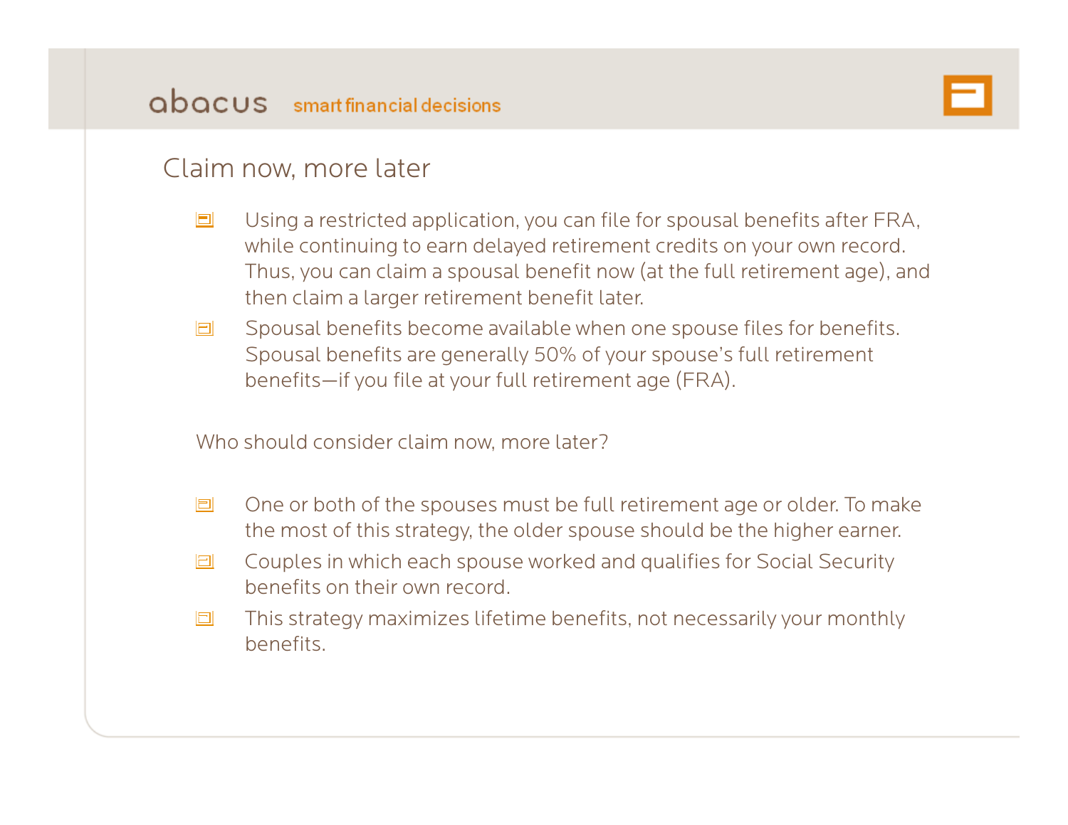## Claim now, more later

- Using a restricted application, you can file for spousal benefits after FRA, while continuing to earn delayed retirement credits on your own record. Thus, you can claim a spousal benefit now (at the full retirement age), and then claim a larger retirement benefit later.
- Spousal benefits become available when one spouse files for benefits. Spousal benefits are generally 50% of your spouse's full retirement benefits—if you file at your full retirement age (FRA).

Who should consider claim now, more later?

- One or both of the spouses must be full retirement age or older. To make the most of this strategy, the older spouse should be the higher earner.
- Couples in which each spouse worked and qualifies for Social Security benefits on their own record.
- This strategy maximizes lifetime benefits, not necessarily your monthly benefits.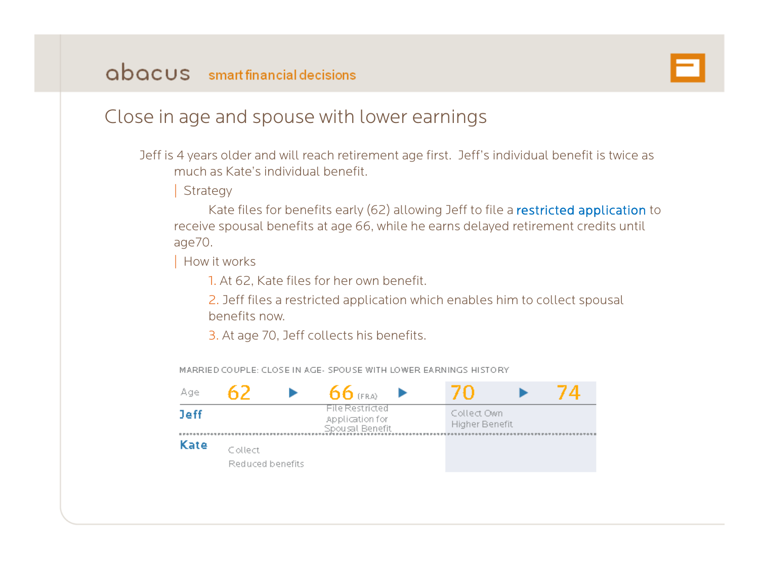# Close in age and spouse with lower earnings

Jeff is 4 years older and will reach retirement age first. Jeff's individual benefit is twice as much as Kate's individual benefit.

| Strategy

Kate files for benefits early (62) allowing Jeff to file a restricted application to receive spousal benefits at age 66, while he earns delayed retirement credits until age70.

| How it works

1. At 62, Kate files for her own benefit.
2. Jeff files a restricted application which enables him to collect spousal benefits now.
3. At age 70, Jeff collects his benefits.

MARRIED COUPLE: CLOSE IN AGE- SPOUSE WITH LOWER EARNINGS HISTORY

| Age | 62 | ▶ | 66 (FRA) | ▶ | 70 | ▶ | 74 |
|---|---|---|---|---|---|---|---|
| Jeff | | | File Restricted Application for Spousal Benefit | | Collect Own Higher Benefit | | |
| Kate | Collect Reduced benefits | | | | | | |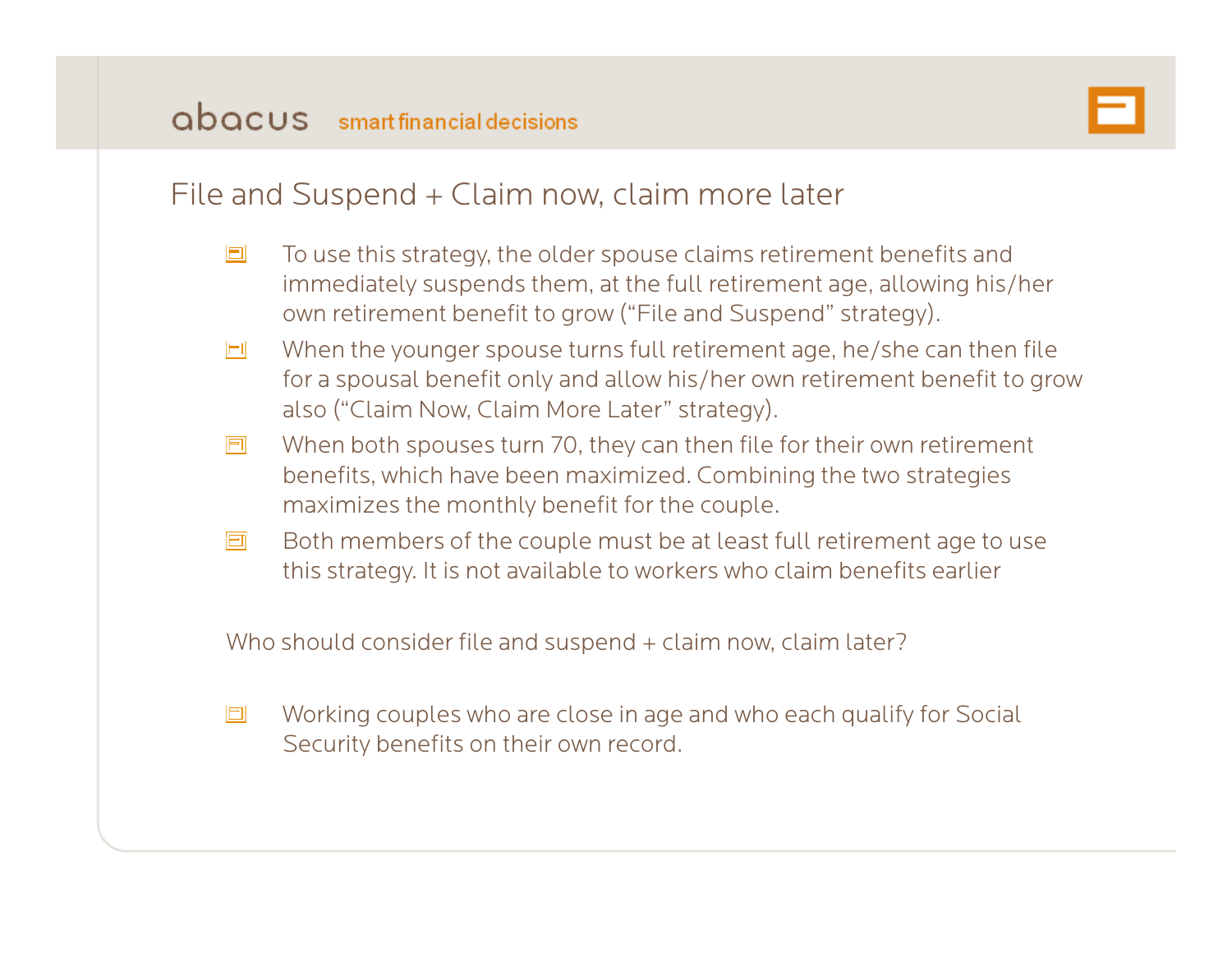## File and Suspend + Claim now, claim more later

- To use this strategy, the older spouse claims retirement benefits and immediately suspends them, at the full retirement age, allowing his/her own retirement benefit to grow ("File and Suspend" strategy).
- When the younger spouse turns full retirement age, he/she can then file for a spousal benefit only and allow his/her own retirement benefit to grow also ("Claim Now, Claim More Later" strategy).
- When both spouses turn 70, they can then file for their own retirement benefits, which have been maximized. Combining the two strategies maximizes the monthly benefit for the couple.
- Both members of the couple must be at least full retirement age to use this strategy. It is not available to workers who claim benefits earlier

Who should consider file and suspend + claim now, claim later?

- Working couples who are close in age and who each qualify for Social Security benefits on their own record.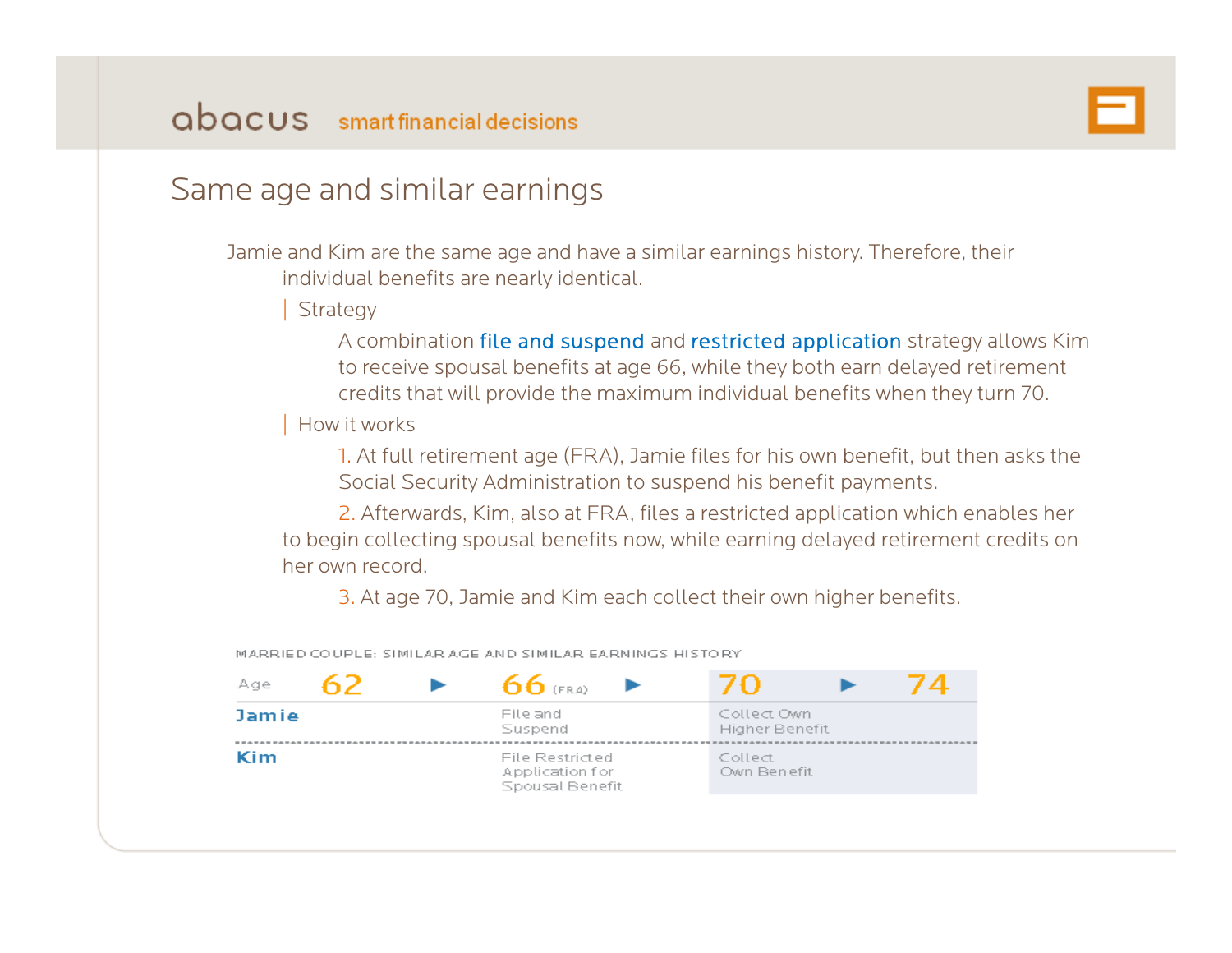## Same age and similar earnings

Jamie and Kim are the same age and have a similar earnings history. Therefore, their individual benefits are nearly identical.

**Strategy**

A combination file and suspend and restricted application strategy allows Kim to receive spousal benefits at age 66, while they both earn delayed retirement credits that will provide the maximum individual benefits when they turn 70.

**How it works**

1. At full retirement age (FRA), Jamie files for his own benefit, but then asks the Social Security Administration to suspend his benefit payments.
2. Afterwards, Kim, also at FRA, files a restricted application which enables her to begin collecting spousal benefits now, while earning delayed retirement credits on her own record.
3. At age 70, Jamie and Kim each collect their own higher benefits.

MARRIED COUPLE: SIMILAR AGE AND SIMILAR EARNINGS HISTORY

| Age | 62 ► | 66 (FRA) ► | 70 ► | 74 |
|---|---|---|---|---|
| **Jamie** | | File and Suspend | Collect Own Higher Benefit | |
| **Kim** | | File Restricted Application for Spousal Benefit | Collect Own Benefit | |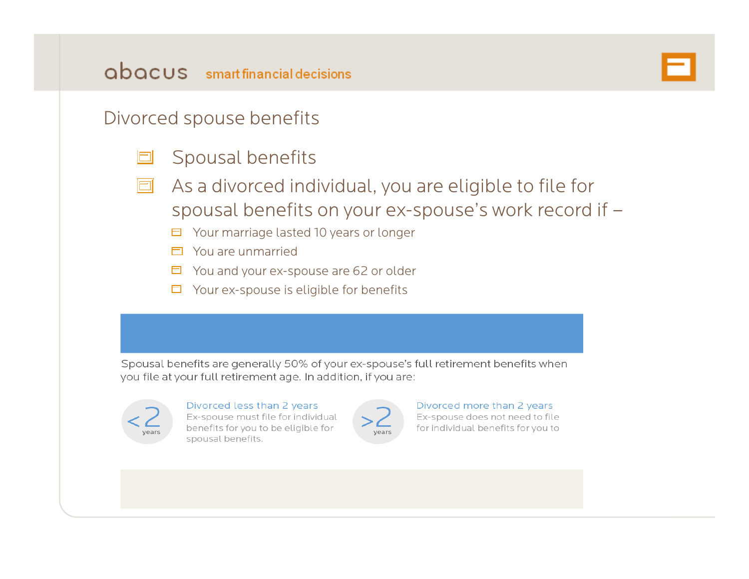# Divorced spouse benefits

- Spousal benefits
- As a divorced individual, you are eligible to file for spousal benefits on your ex-spouse's work record if –
  - Your marriage lasted 10 years or longer
  - You are unmarried
  - You and your ex-spouse are 62 or older
  - Your ex-spouse is eligible for benefits

Spousal benefits are generally 50% of your ex-spouse's full retirement benefits when you file at your full retirement age. In addition, if you are:

**<2 years**

**Divorced less than 2 years**
Ex-spouse must file for individual benefits for you to be eligible for spousal benefits.

**>2 years**

**Divorced more than 2 years**
Ex-spouse does not need to file for individual benefits for you to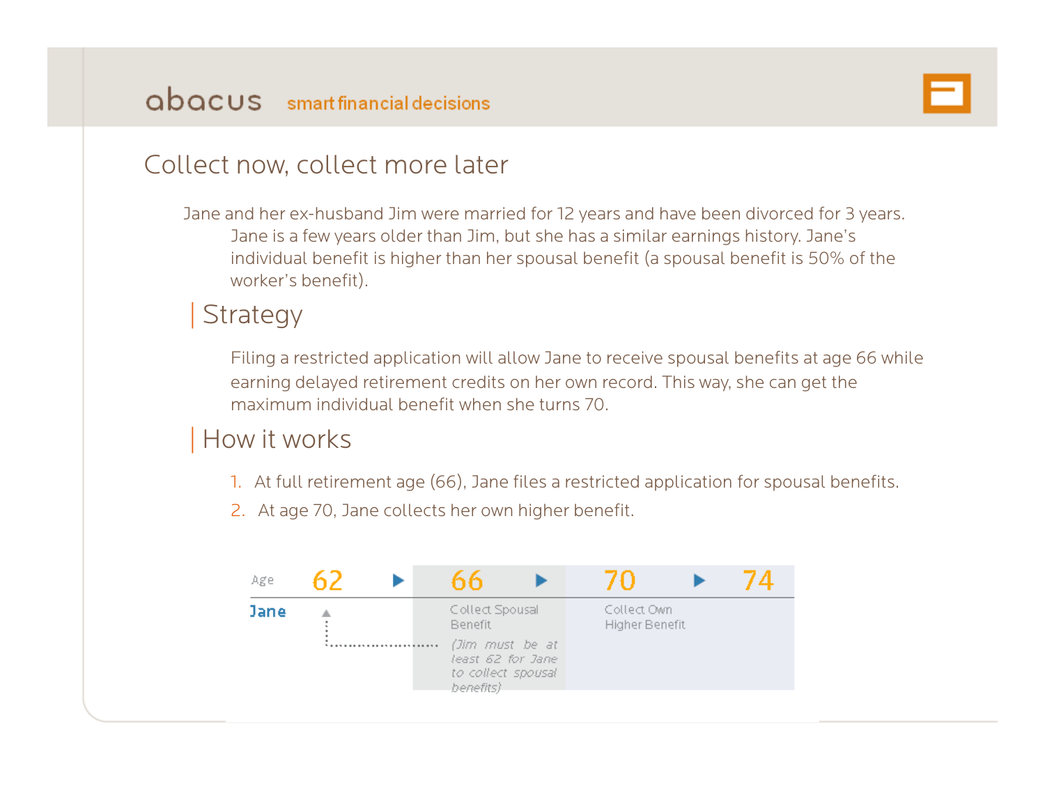## Collect now, collect more later

Jane and her ex-husband Jim were married for 12 years and have been divorced for 3 years. Jane is a few years older than Jim, but she has a similar earnings history. Jane's individual benefit is higher than her spousal benefit (a spousal benefit is 50% of the worker's benefit).

### Strategy

Filing a restricted application will allow Jane to receive spousal benefits at age 66 while earning delayed retirement credits on her own record. This way, she can get the maximum individual benefit when she turns 70.

### How it works

1. At full retirement age (66), Jane files a restricted application for spousal benefits.
2. At age 70, Jane collects her own higher benefit.

| Age | 62 | 66 | 70 | 74 |
|---|---|---|---|---|
| Jane | | Collect Spousal Benefit *(Jim must be at least 62 for Jane to collect spousal benefits)* | Collect Own Higher Benefit | |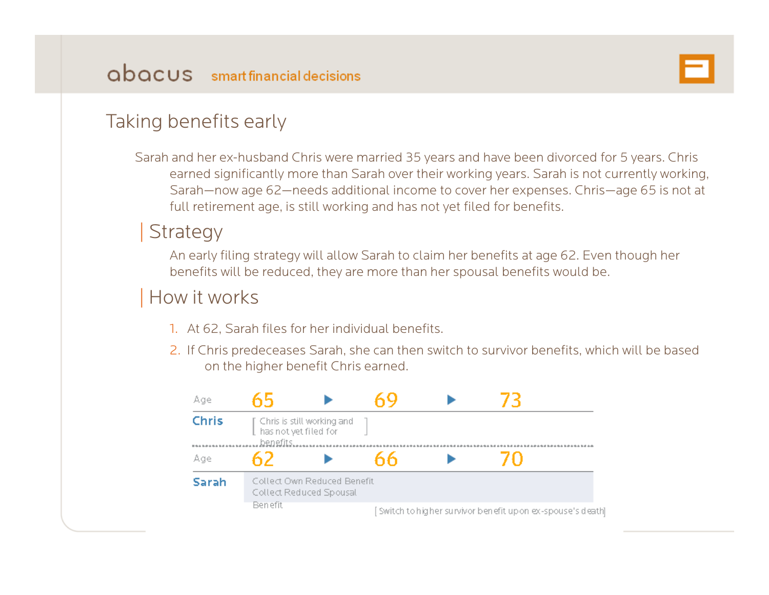# Taking benefits early

Sarah and her ex-husband Chris were married 35 years and have been divorced for 5 years. Chris earned significantly more than Sarah over their working years. Sarah is not currently working, Sarah—now age 62—needs additional income to cover her expenses. Chris—age 65 is not at full retirement age, is still working and has not yet filed for benefits.

## Strategy

An early filing strategy will allow Sarah to claim her benefits at age 62. Even though her benefits will be reduced, they are more than her spousal benefits would be.

## How it works

1. At 62, Sarah files for her individual benefits.
2. If Chris predeceases Sarah, she can then switch to survivor benefits, which will be based on the higher benefit Chris earned.

| Age | 65 | ▶ | 69 | ▶ | 73 |
|---|---|---|---|---|---|
| **Chris** | [ Chris is still working and has not yet filed for benefits ] | | | | |
| **Age** | **62** | ▶ | **66** | ▶ | **70** |
| **Sarah** | Collect Own Reduced Benefit<br>Collect Reduced Spousal Benefit | | | | |

[ Switch to higher survivor benefit upon ex-spouse's death]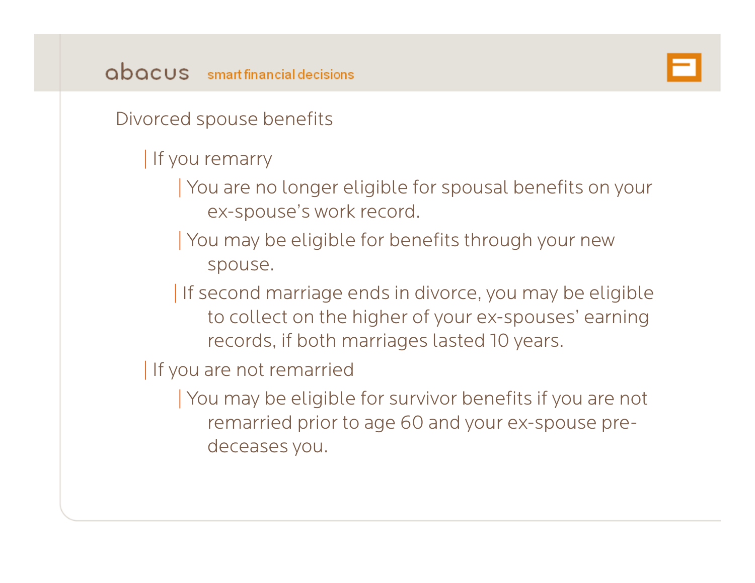## Divorced spouse benefits

- If you remarry
  - You are no longer eligible for spousal benefits on your ex-spouse's work record.
  - You may be eligible for benefits through your new spouse.
  - If second marriage ends in divorce, you may be eligible to collect on the higher of your ex-spouses' earning records, if both marriages lasted 10 years.
- If you are not remarried
  - You may be eligible for survivor benefits if you are not remarried prior to age 60 and your ex-spouse pre-deceases you.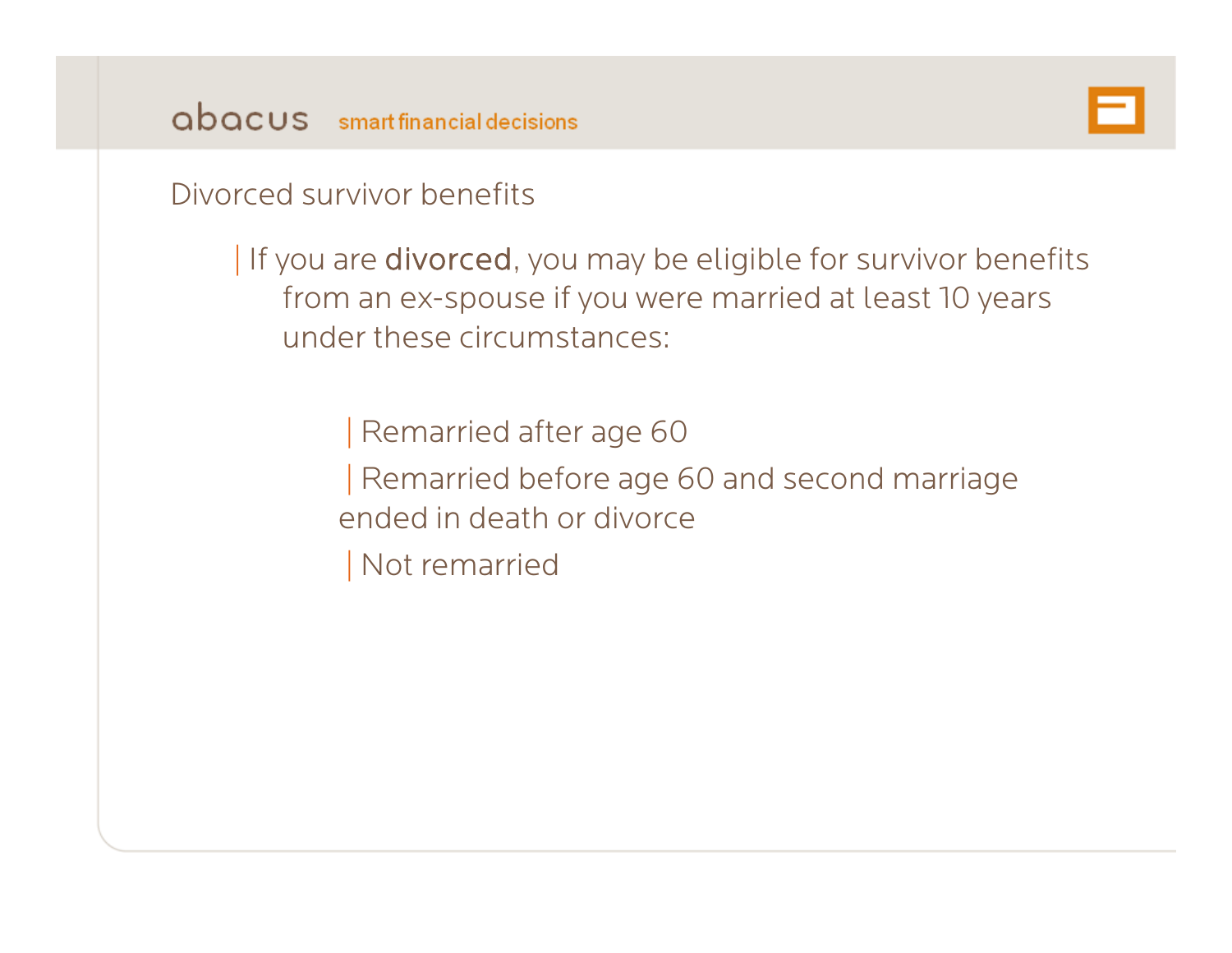## Divorced survivor benefits

- If you are **divorced**, you may be eligible for survivor benefits from an ex-spouse if you were married at least 10 years under these circumstances:
  - Remarried after age 60
  - Remarried before age 60 and second marriage ended in death or divorce
  - Not remarried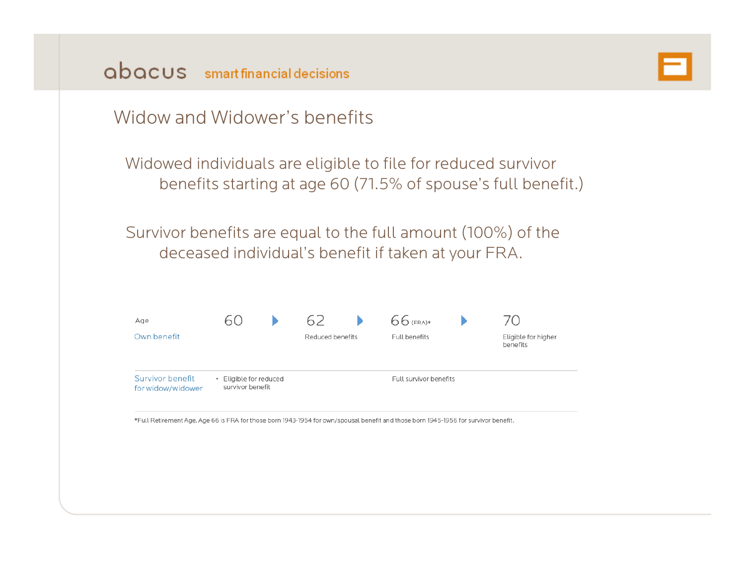abacus smart financial decisions

# Widow and Widower's benefits

Widowed individuals are eligible to file for reduced survivor benefits starting at age 60 (71.5% of spouse's full benefit.)

Survivor benefits are equal to the full amount (100%) of the deceased individual's benefit if taken at your FRA.

| Age | 60 | 62 | 66 (FRA)* | 70 |
|---|---|---|---|---|
| Own benefit | | Reduced benefits | Full benefits | Eligible for higher benefits |
| Survivor benefit for widow/widower | • Eligible for reduced survivor benefit | | Full survivor benefits | |

*Full Retirement Age. Age 66 is FRA for those born 1943-1954 for own/spousal benefit and those born 1945-1956 for survivor benefit.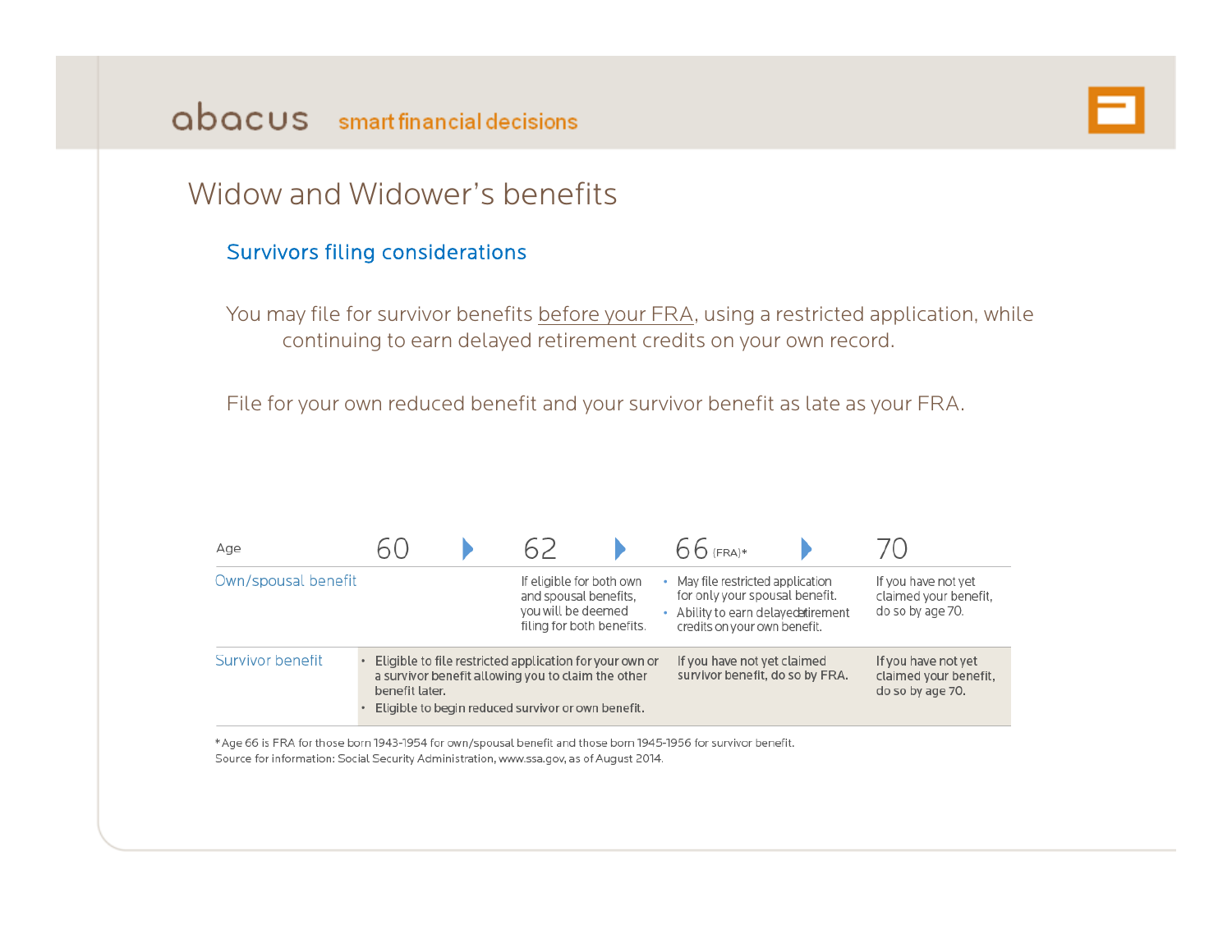# Widow and Widower's benefits

## Survivors filing considerations

You may file for survivor benefits before your FRA, using a restricted application, while continuing to earn delayed retirement credits on your own record.

File for your own reduced benefit and your survivor benefit as late as your FRA.

| Age | 60 | 62 | 66 (FRA)* | 70 |
|---|---|---|---|---|
| Own/spousal benefit | | If eligible for both own and spousal benefits, you will be deemed filing for both benefits. | • May file restricted application for only your spousal benefit.<br>• Ability to earn delayed retirement credits on your own benefit. | If you have not yet claimed your benefit, do so by age 70. |
| Survivor benefit | • Eligible to file restricted application for your own or a survivor benefit allowing you to claim the other benefit later.<br>• Eligible to begin reduced survivor or own benefit. | | If you have not yet claimed survivor benefit, do so by FRA. | If you have not yet claimed your benefit, do so by age 70. |

*Age 66 is FRA for those born 1943-1954 for own/spousal benefit and those born 1945-1956 for survivor benefit.
Source for information: Social Security Administration, www.ssa.gov, as of August 2014.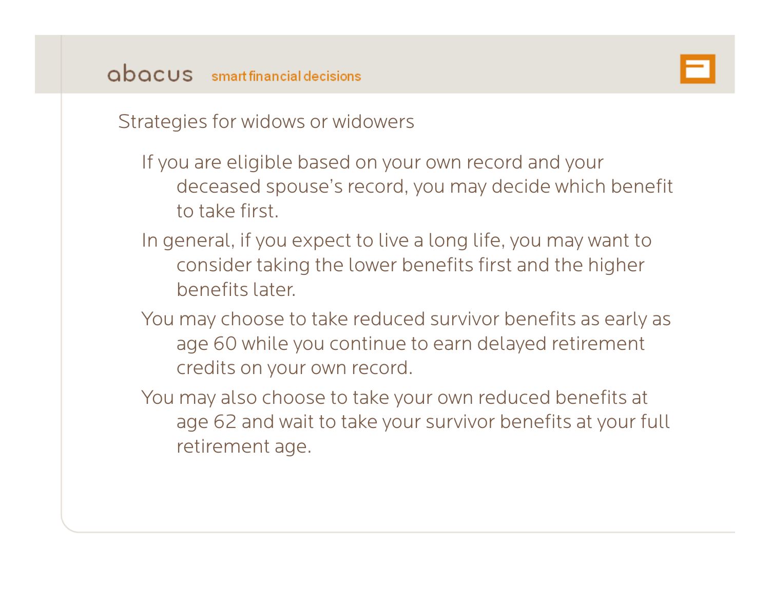## Strategies for widows or widowers

- If you are eligible based on your own record and your deceased spouse's record, you may decide which benefit to take first.
- In general, if you expect to live a long life, you may want to consider taking the lower benefits first and the higher benefits later.
- You may choose to take reduced survivor benefits as early as age 60 while you continue to earn delayed retirement credits on your own record.
- You may also choose to take your own reduced benefits at age 62 and wait to take your survivor benefits at your full retirement age.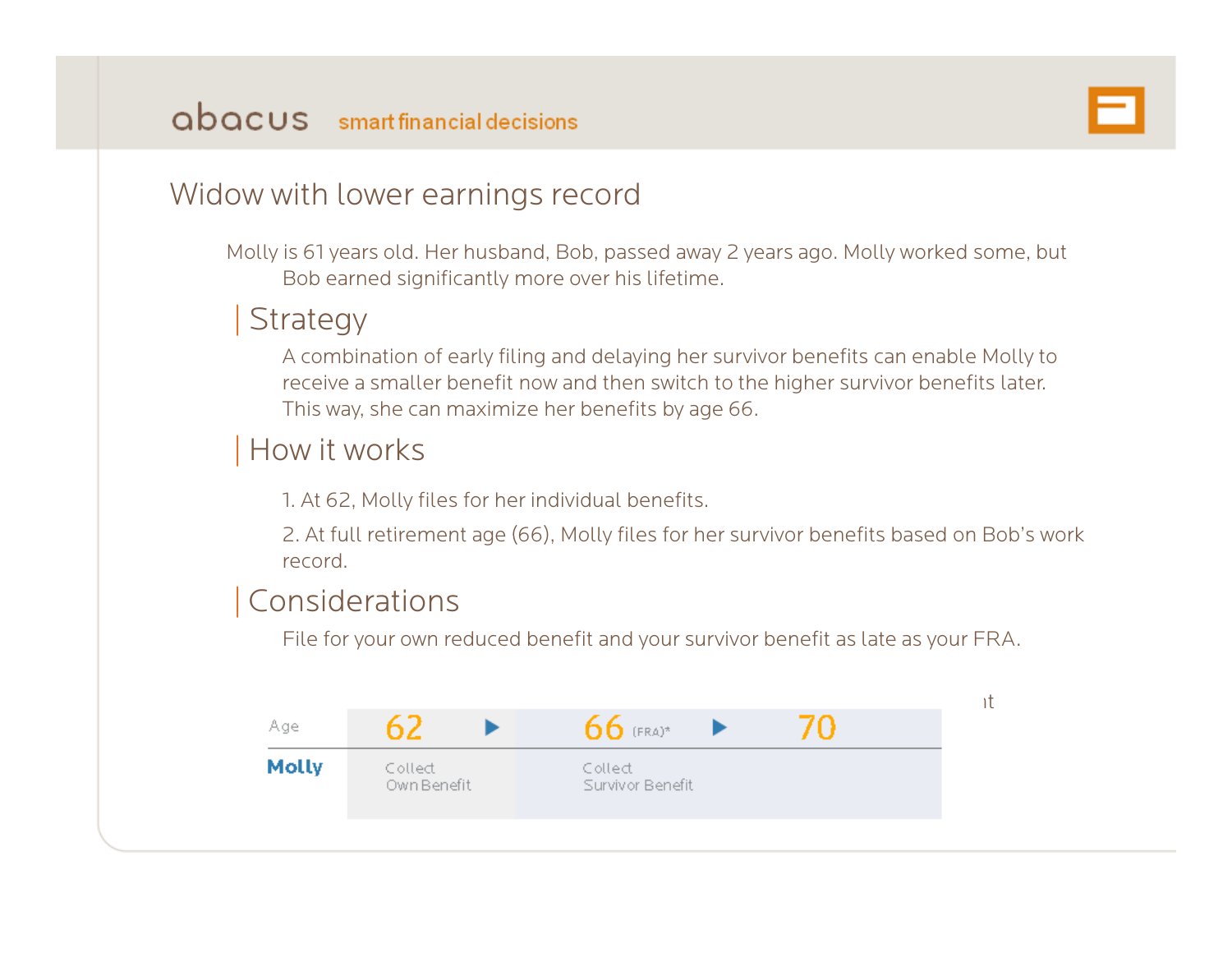# Widow with lower earnings record

Molly is 61 years old. Her husband, Bob, passed away 2 years ago. Molly worked some, but Bob earned significantly more over his lifetime.

## Strategy

A combination of early filing and delaying her survivor benefits can enable Molly to receive a smaller benefit now and then switch to the higher survivor benefits later. This way, she can maximize her benefits by age 66.

## How it works

1. At 62, Molly files for her individual benefits.
2. At full retirement age (66), Molly files for her survivor benefits based on Bob's work record.

## Considerations

File for your own reduced benefit and your survivor benefit as late as your FRA.

| Age | 62 ▶ | 66 (FRA)* ▶ | 70 |
|---|---|---|---|
| **Molly** | Collect Own Benefit | Collect Survivor Benefit | |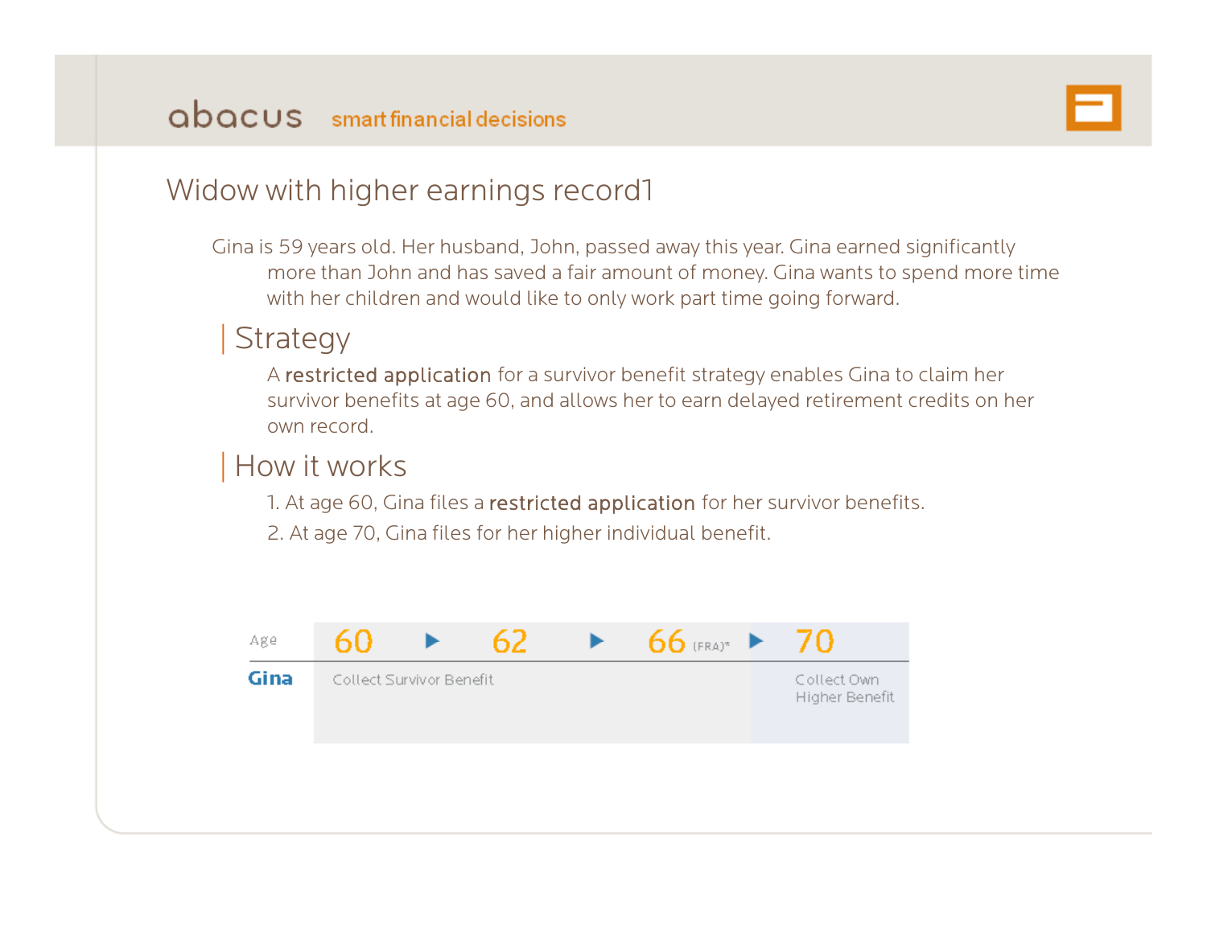# Widow with higher earnings record1

Gina is 59 years old. Her husband, John, passed away this year. Gina earned significantly more than John and has saved a fair amount of money. Gina wants to spend more time with her children and would like to only work part time going forward.

## Strategy

A **restricted application** for a survivor benefit strategy enables Gina to claim her survivor benefits at age 60, and allows her to earn delayed retirement credits on her own record.

## How it works

1. At age 60, Gina files a **restricted application** for her survivor benefits.
2. At age 70, Gina files for her higher individual benefit.

| Age | 60 ▶ | 62 ▶ | 66 (FRA)* ▶ | 70 |
|---|---|---|---|---|
| Gina | Collect Survivor Benefit | | | Collect Own Higher Benefit |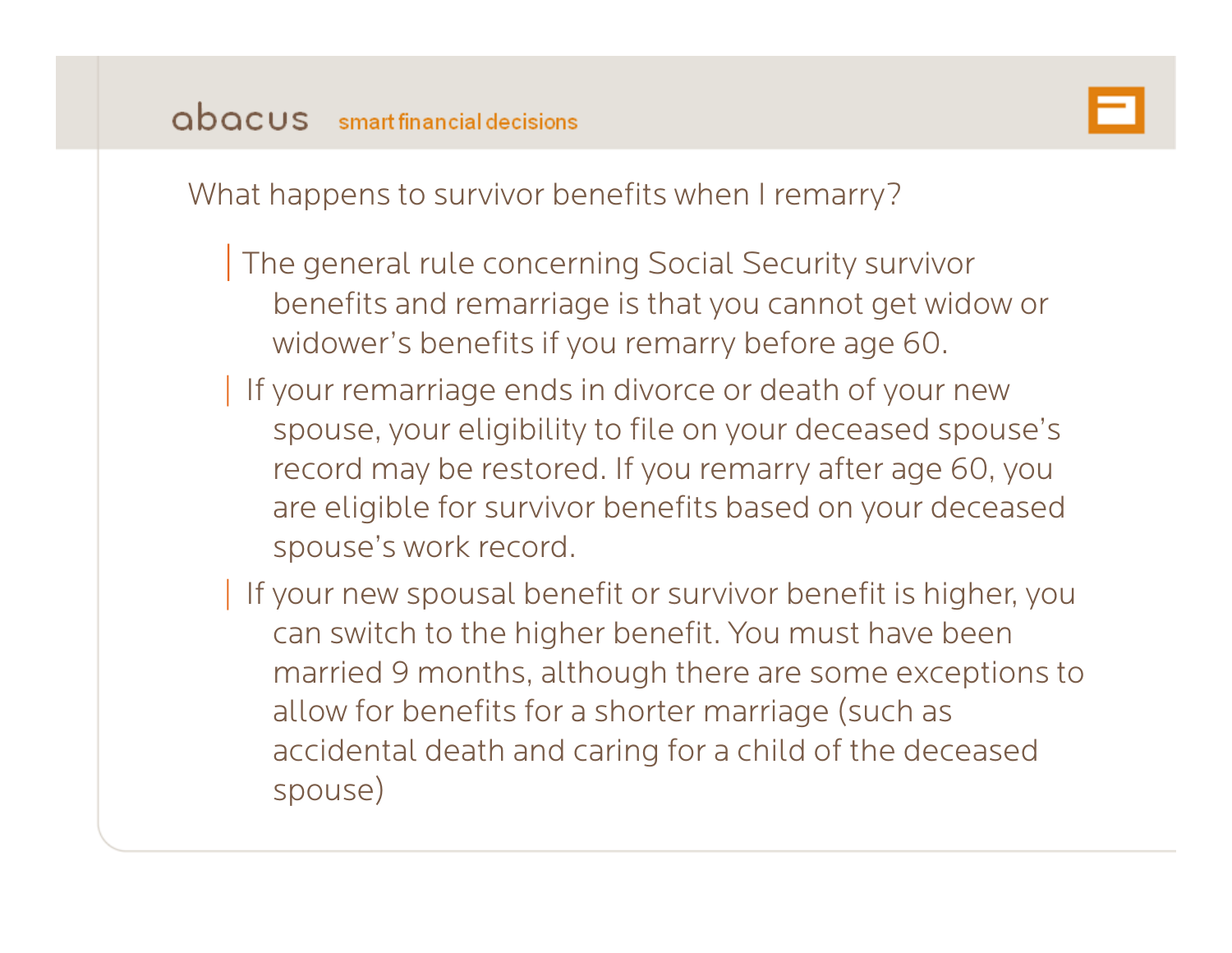What happens to survivor benefits when I remarry?

- The general rule concerning Social Security survivor benefits and remarriage is that you cannot get widow or widower's benefits if you remarry before age 60.
- If your remarriage ends in divorce or death of your new spouse, your eligibility to file on your deceased spouse's record may be restored. If you remarry after age 60, you are eligible for survivor benefits based on your deceased spouse's work record.
- If your new spousal benefit or survivor benefit is higher, you can switch to the higher benefit. You must have been married 9 months, although there are some exceptions to allow for benefits for a shorter marriage (such as accidental death and caring for a child of the deceased spouse)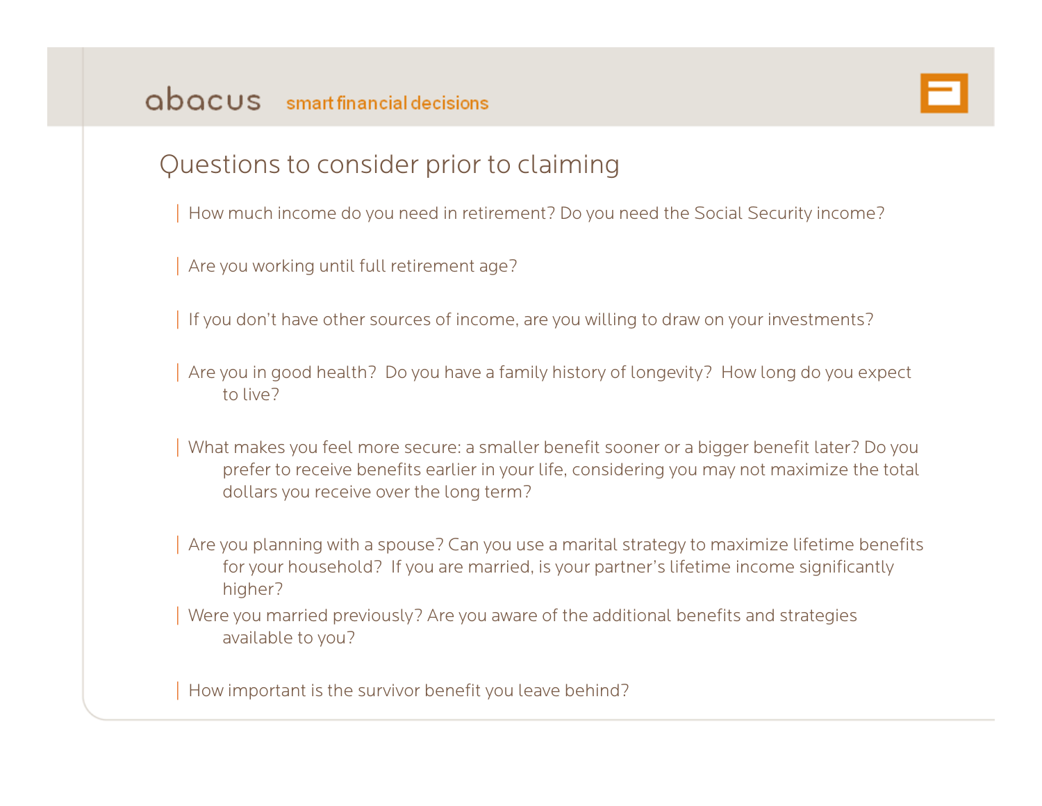# Questions to consider prior to claiming

- How much income do you need in retirement? Do you need the Social Security income?
- Are you working until full retirement age?
- If you don't have other sources of income, are you willing to draw on your investments?
- Are you in good health? Do you have a family history of longevity? How long do you expect to live?
- What makes you feel more secure: a smaller benefit sooner or a bigger benefit later? Do you prefer to receive benefits earlier in your life, considering you may not maximize the total dollars you receive over the long term?
- Are you planning with a spouse? Can you use a marital strategy to maximize lifetime benefits for your household? If you are married, is your partner's lifetime income significantly higher?
- Were you married previously? Are you aware of the additional benefits and strategies available to you?
- How important is the survivor benefit you leave behind?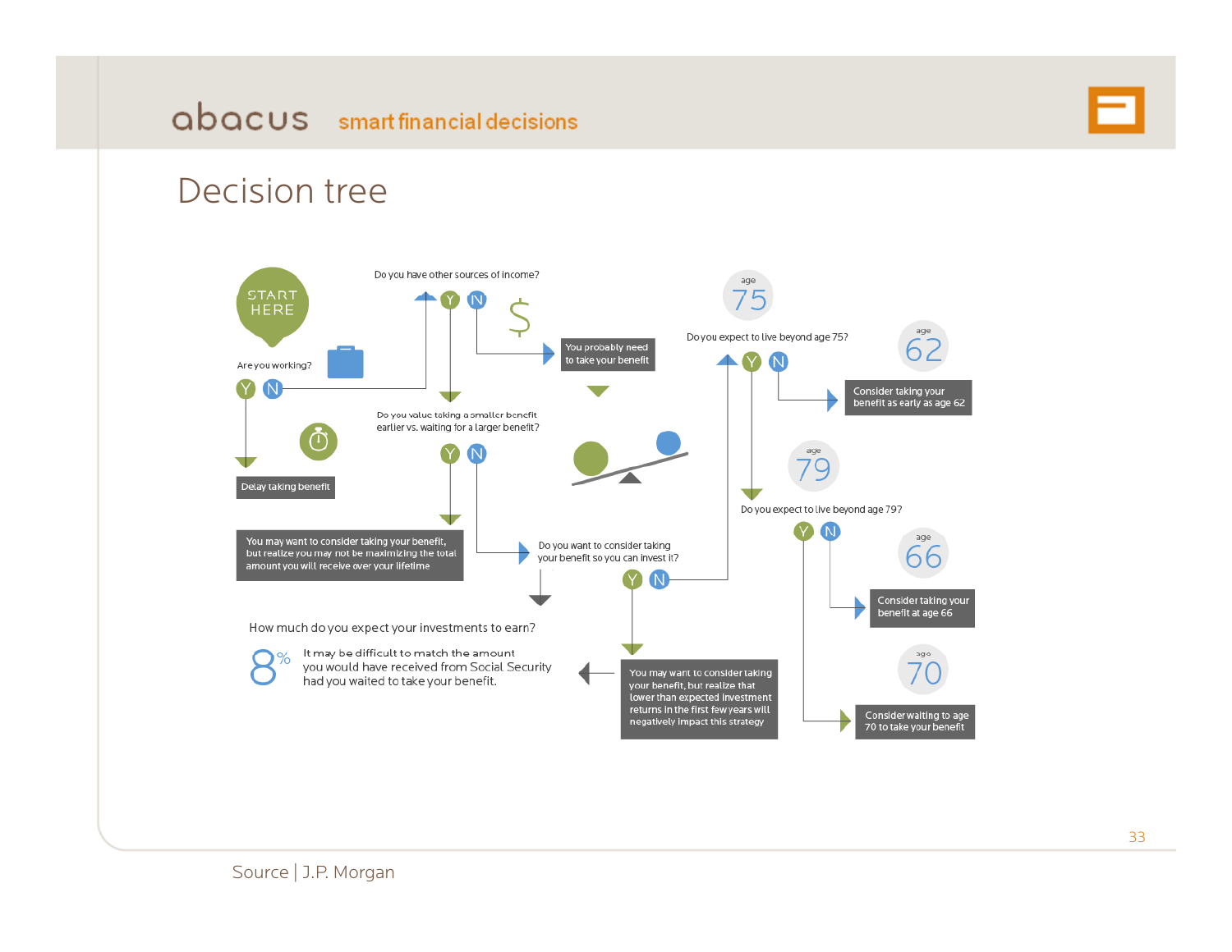abacus smart financial decisions

# Decision tree

START HERE

Are you working?

Y N

Delay taking benefit

Do you have other sources of income?

Y N

You probably need to take your benefit

Do you value taking a smaller benefit earlier vs. waiting for a larger benefit?

Y N

You may want to consider taking your benefit, but realize you may not be maximizing the total amount you will receive over your lifetime

Do you want to consider taking your benefit so you can invest it?

Y N

You may want to consider taking your benefit, but realize that lower than expected investment returns in the first few years will negatively impact this strategy

How much do you expect your investments to earn?

8% It may be difficult to match the amount you would have received from Social Security had you waited to take your benefit.

age 75

Do you expect to live beyond age 75?

Y N

age 62

Consider taking your benefit as early as age 62

age 79

Do you expect to live beyond age 79?

Y N

age 66

Consider taking your benefit at age 66

age 70

Consider waiting to age 70 to take your benefit

Source | J.P. Morgan